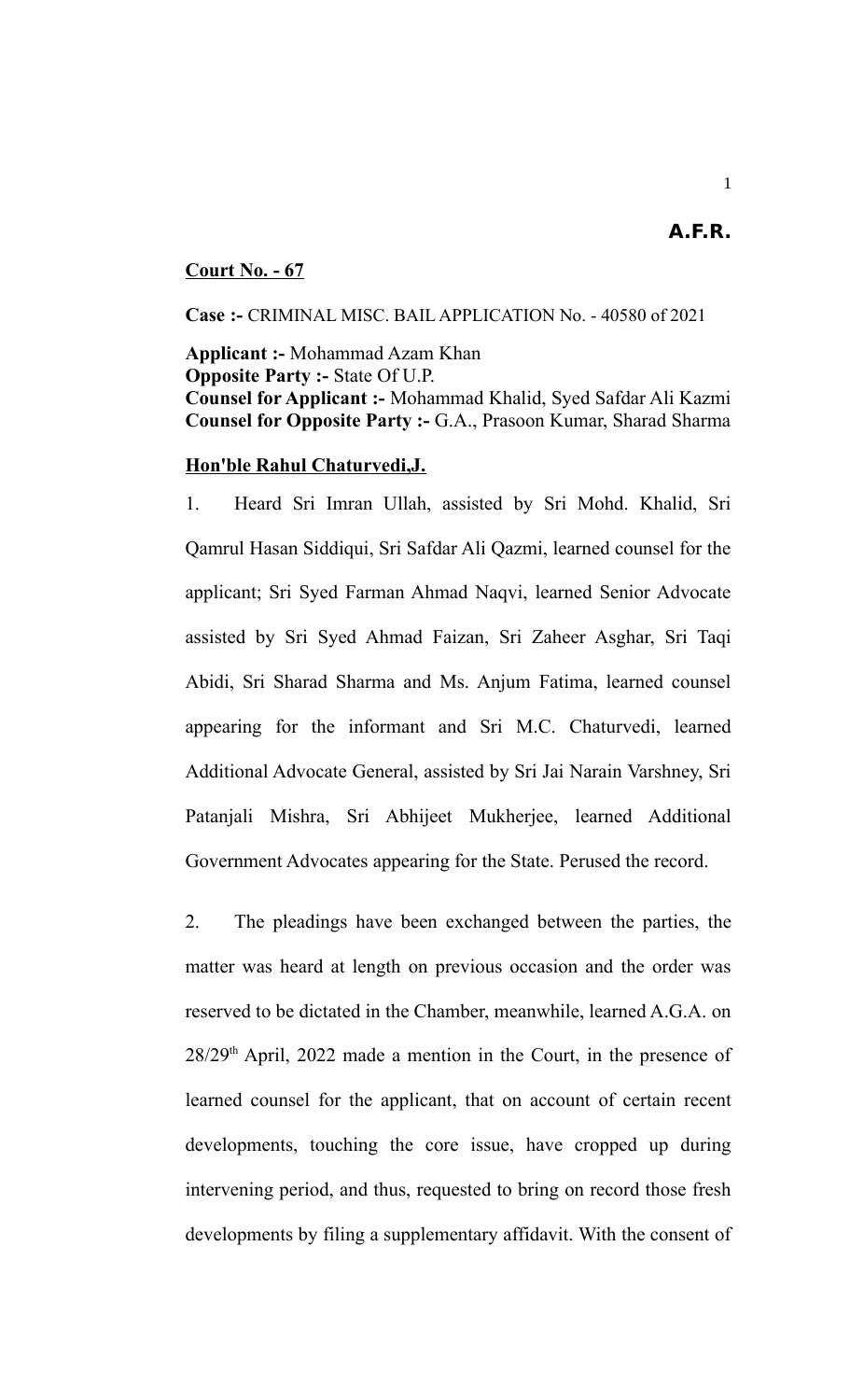**A.F.R.**

**Court No. - 67**

**Case :-** CRIMINAL MISC. BAIL APPLICATION No. - 40580 of 2021

**Applicant :-** Mohammad Azam Khan
**Opposite Party :-** State Of U.P.
**Counsel for Applicant :-** Mohammad Khalid, Syed Safdar Ali Kazmi
**Counsel for Opposite Party :-** G.A., Prasoon Kumar, Sharad Sharma

**Hon'ble Rahul Chaturvedi,J.**

1. Heard Sri Imran Ullah, assisted by Sri Mohd. Khalid, Sri Qamrul Hasan Siddiqui, Sri Safdar Ali Qazmi, learned counsel for the applicant; Sri Syed Farman Ahmad Naqvi, learned Senior Advocate assisted by Sri Syed Ahmad Faizan, Sri Zaheer Asghar, Sri Taqi Abidi, Sri Sharad Sharma and Ms. Anjum Fatima, learned counsel appearing for the informant and Sri M.C. Chaturvedi, learned Additional Advocate General, assisted by Sri Jai Narain Varshney, Sri Patanjali Mishra, Sri Abhijeet Mukherjee, learned Additional Government Advocates appearing for the State. Perused the record.

2. The pleadings have been exchanged between the parties, the matter was heard at length on previous occasion and the order was reserved to be dictated in the Chamber, meanwhile, learned A.G.A. on 28/29th April, 2022 made a mention in the Court, in the presence of learned counsel for the applicant, that on account of certain recent developments, touching the core issue, have cropped up during intervening period, and thus, requested to bring on record those fresh developments by filing a supplementary affidavit. With the consent of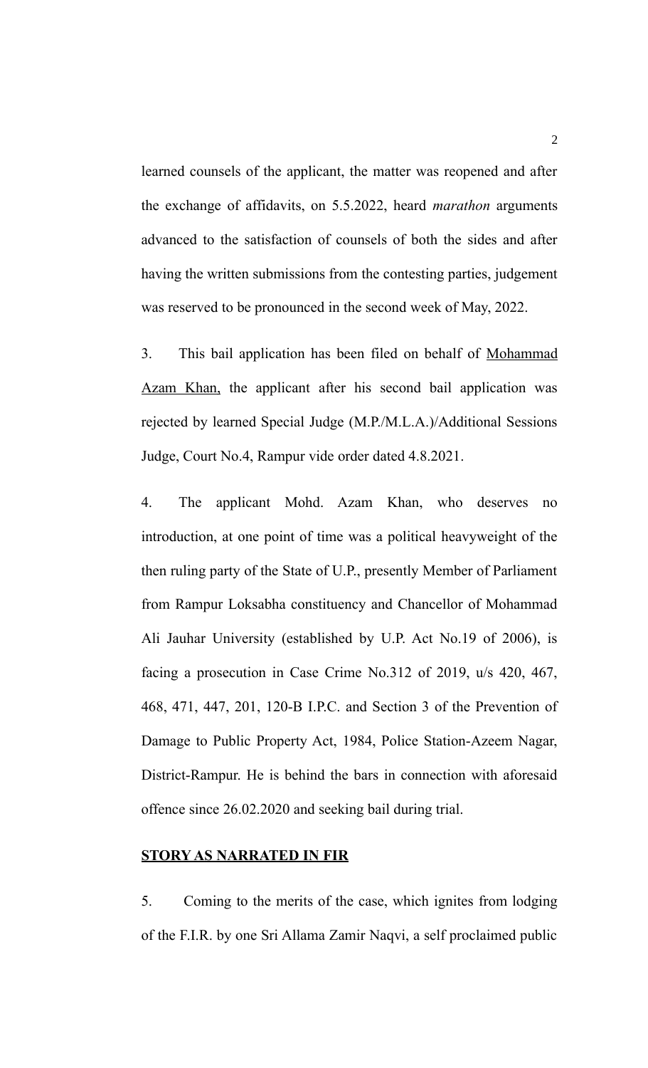learned counsels of the applicant, the matter was reopened and after the exchange of affidavits, on 5.5.2022, heard *marathon* arguments advanced to the satisfaction of counsels of both the sides and after having the written submissions from the contesting parties, judgement was reserved to be pronounced in the second week of May, 2022.

3. This bail application has been filed on behalf of <u>Mohammad Azam Khan,</u> the applicant after his second bail application was rejected by learned Special Judge (M.P./M.L.A.)/Additional Sessions Judge, Court No.4, Rampur vide order dated 4.8.2021.

4. The applicant Mohd. Azam Khan, who deserves no introduction, at one point of time was a political heavyweight of the then ruling party of the State of U.P., presently Member of Parliament from Rampur Loksabha constituency and Chancellor of Mohammad Ali Jauhar University (established by U.P. Act No.19 of 2006), is facing a prosecution in Case Crime No.312 of 2019, u/s 420, 467, 468, 471, 447, 201, 120-B I.P.C. and Section 3 of the Prevention of Damage to Public Property Act, 1984, Police Station-Azeem Nagar, District-Rampur. He is behind the bars in connection with aforesaid offence since 26.02.2020 and seeking bail during trial.

**<u>STORY AS NARRATED IN FIR</u>**

5. Coming to the merits of the case, which ignites from lodging of the F.I.R. by one Sri Allama Zamir Naqvi, a self proclaimed public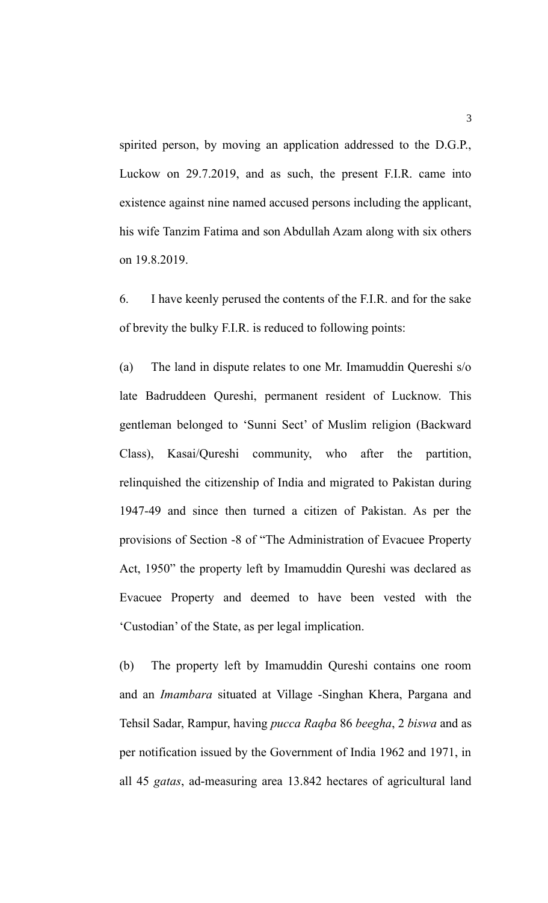spirited person, by moving an application addressed to the D.G.P., Luckow on 29.7.2019, and as such, the present F.I.R. came into existence against nine named accused persons including the applicant, his wife Tanzim Fatima and son Abdullah Azam along with six others on 19.8.2019.

6. I have keenly perused the contents of the F.I.R. and for the sake of brevity the bulky F.I.R. is reduced to following points:

(a) The land in dispute relates to one Mr. Imamuddin Quereshi s/o late Badruddeen Qureshi, permanent resident of Lucknow. This gentleman belonged to 'Sunni Sect' of Muslim religion (Backward Class), Kasai/Qureshi community, who after the partition, relinquished the citizenship of India and migrated to Pakistan during 1947-49 and since then turned a citizen of Pakistan. As per the provisions of Section -8 of "The Administration of Evacuee Property Act, 1950" the property left by Imamuddin Qureshi was declared as Evacuee Property and deemed to have been vested with the 'Custodian' of the State, as per legal implication.

(b) The property left by Imamuddin Qureshi contains one room and an *Imambara* situated at Village -Singhan Khera, Pargana and Tehsil Sadar, Rampur, having *pucca Raqba* 86 *beegha*, 2 *biswa* and as per notification issued by the Government of India 1962 and 1971, in all 45 *gatas*, ad-measuring area 13.842 hectares of agricultural land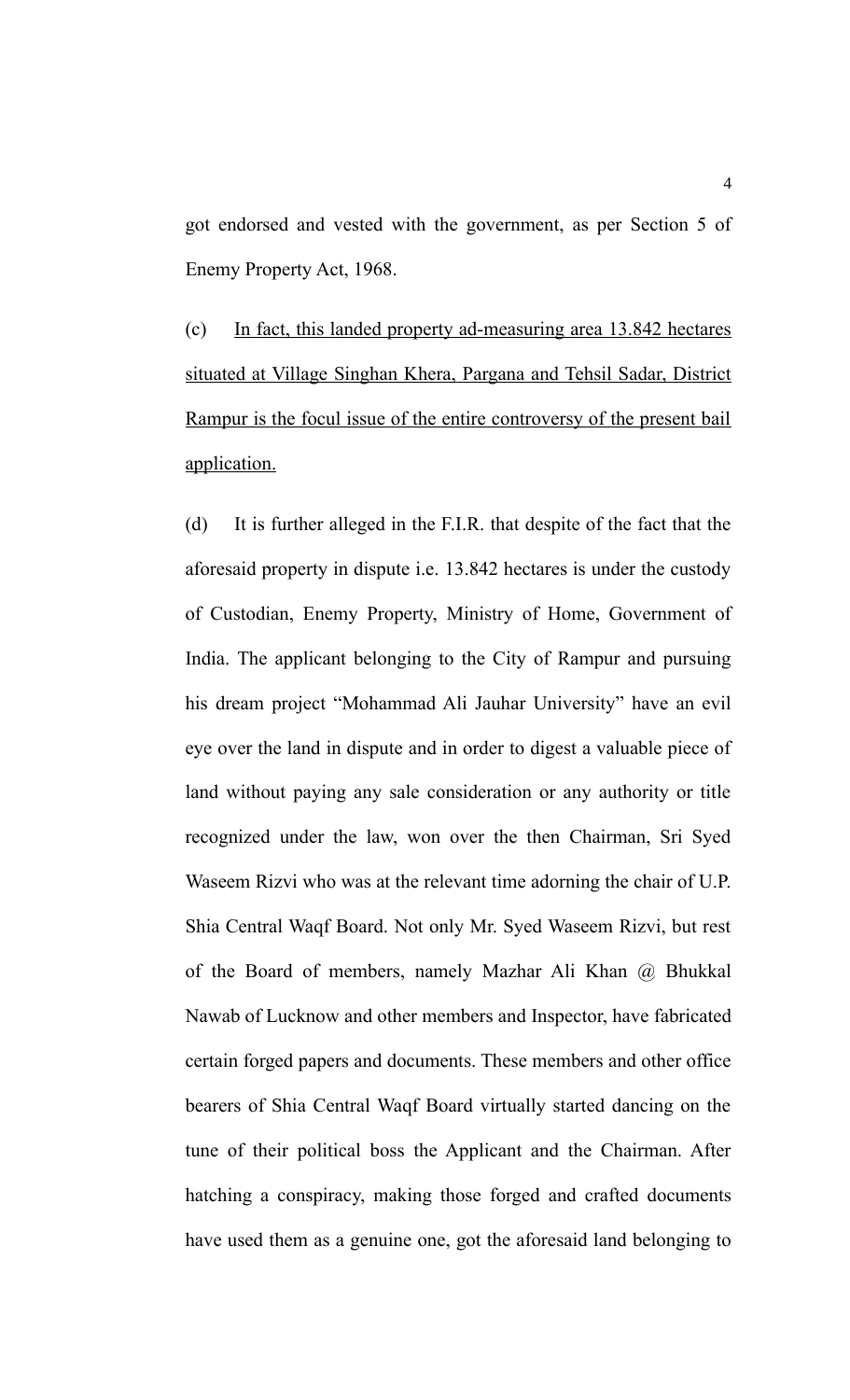got endorsed and vested with the government, as per Section 5 of Enemy Property Act, 1968.

(c) <u>In fact, this landed property ad-measuring area 13.842 hectares situated at Village Singhan Khera, Pargana and Tehsil Sadar, District Rampur is the focul issue of the entire controversy of the present bail application.</u>

(d) It is further alleged in the F.I.R. that despite of the fact that the aforesaid property in dispute i.e. 13.842 hectares is under the custody of Custodian, Enemy Property, Ministry of Home, Government of India. The applicant belonging to the City of Rampur and pursuing his dream project "Mohammad Ali Jauhar University" have an evil eye over the land in dispute and in order to digest a valuable piece of land without paying any sale consideration or any authority or title recognized under the law, won over the then Chairman, Sri Syed Waseem Rizvi who was at the relevant time adorning the chair of U.P. Shia Central Waqf Board. Not only Mr. Syed Waseem Rizvi, but rest of the Board of members, namely Mazhar Ali Khan @ Bhukkal Nawab of Lucknow and other members and Inspector, have fabricated certain forged papers and documents. These members and other office bearers of Shia Central Waqf Board virtually started dancing on the tune of their political boss the Applicant and the Chairman. After hatching a conspiracy, making those forged and crafted documents have used them as a genuine one, got the aforesaid land belonging to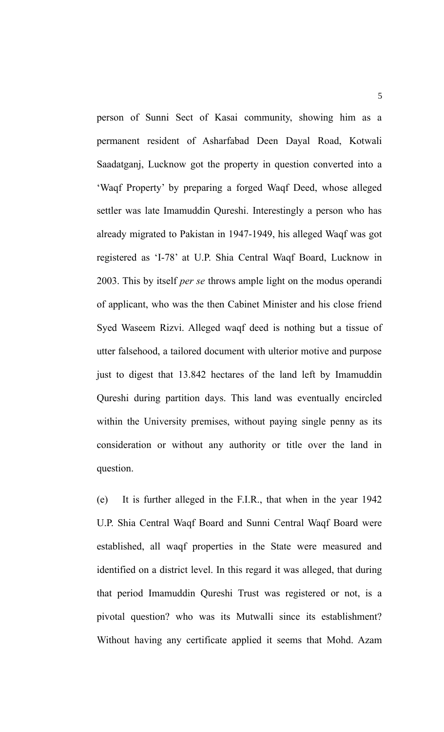person of Sunni Sect of Kasai community, showing him as a permanent resident of Asharfabad Deen Dayal Road, Kotwali Saadatganj, Lucknow got the property in question converted into a 'Waqf Property' by preparing a forged Waqf Deed, whose alleged settler was late Imamuddin Qureshi. Interestingly a person who has already migrated to Pakistan in 1947-1949, his alleged Waqf was got registered as 'I-78' at U.P. Shia Central Waqf Board, Lucknow in 2003. This by itself *per se* throws ample light on the modus operandi of applicant, who was the then Cabinet Minister and his close friend Syed Waseem Rizvi. Alleged waqf deed is nothing but a tissue of utter falsehood, a tailored document with ulterior motive and purpose just to digest that 13.842 hectares of the land left by Imamuddin Qureshi during partition days. This land was eventually encircled within the University premises, without paying single penny as its consideration or without any authority or title over the land in question.

(e) It is further alleged in the F.I.R., that when in the year 1942 U.P. Shia Central Waqf Board and Sunni Central Waqf Board were established, all waqf properties in the State were measured and identified on a district level. In this regard it was alleged, that during that period Imamuddin Qureshi Trust was registered or not, is a pivotal question? who was its Mutwalli since its establishment? Without having any certificate applied it seems that Mohd. Azam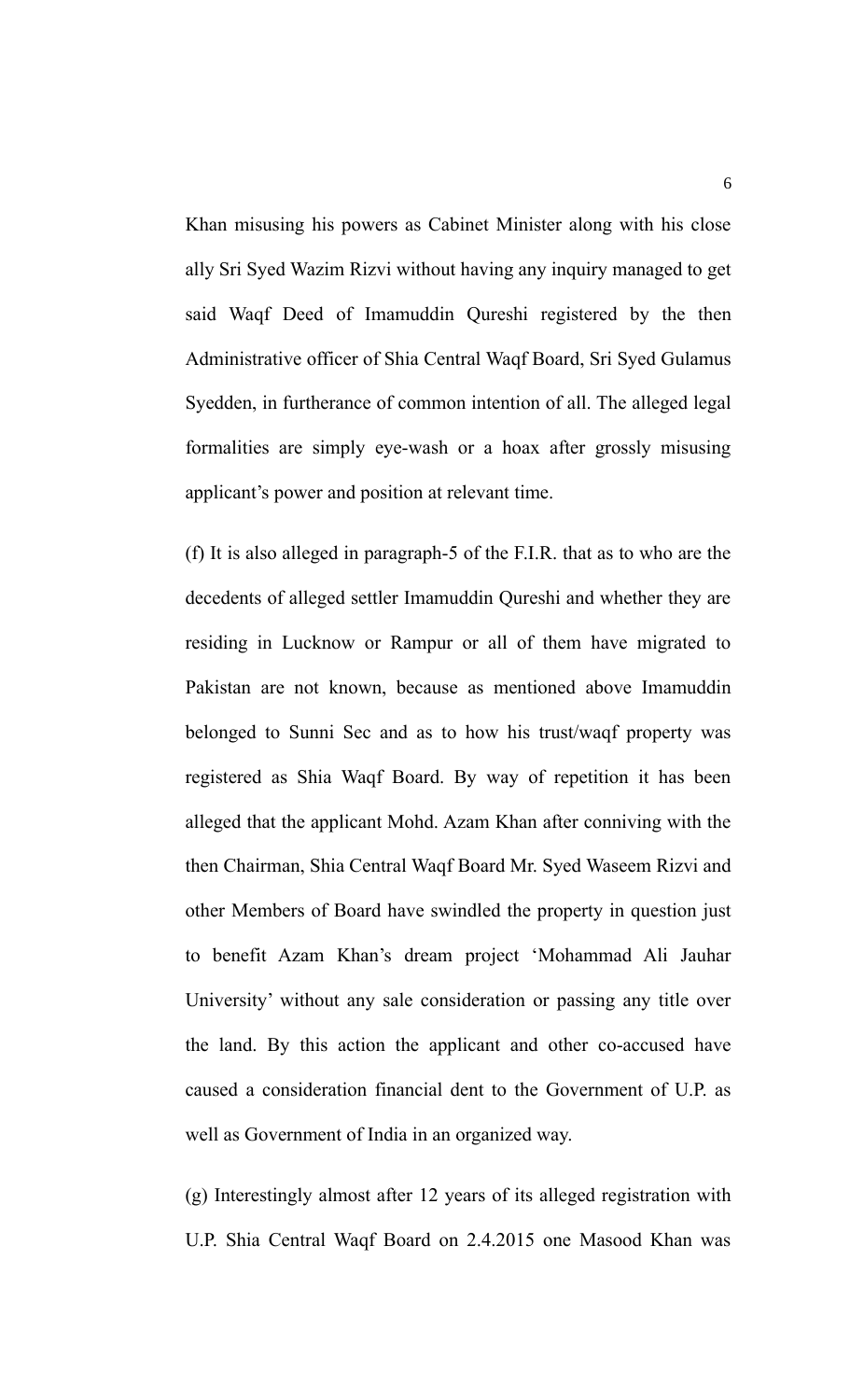Khan misusing his powers as Cabinet Minister along with his close ally Sri Syed Wazim Rizvi without having any inquiry managed to get said Waqf Deed of Imamuddin Qureshi registered by the then Administrative officer of Shia Central Waqf Board, Sri Syed Gulamus Syedden, in furtherance of common intention of all. The alleged legal formalities are simply eye-wash or a hoax after grossly misusing applicant's power and position at relevant time.

(f) It is also alleged in paragraph-5 of the F.I.R. that as to who are the decedents of alleged settler Imamuddin Qureshi and whether they are residing in Lucknow or Rampur or all of them have migrated to Pakistan are not known, because as mentioned above Imamuddin belonged to Sunni Sec and as to how his trust/waqf property was registered as Shia Waqf Board. By way of repetition it has been alleged that the applicant Mohd. Azam Khan after conniving with the then Chairman, Shia Central Waqf Board Mr. Syed Waseem Rizvi and other Members of Board have swindled the property in question just to benefit Azam Khan's dream project 'Mohammad Ali Jauhar University' without any sale consideration or passing any title over the land. By this action the applicant and other co-accused have caused a consideration financial dent to the Government of U.P. as well as Government of India in an organized way.

(g) Interestingly almost after 12 years of its alleged registration with U.P. Shia Central Waqf Board on 2.4.2015 one Masood Khan was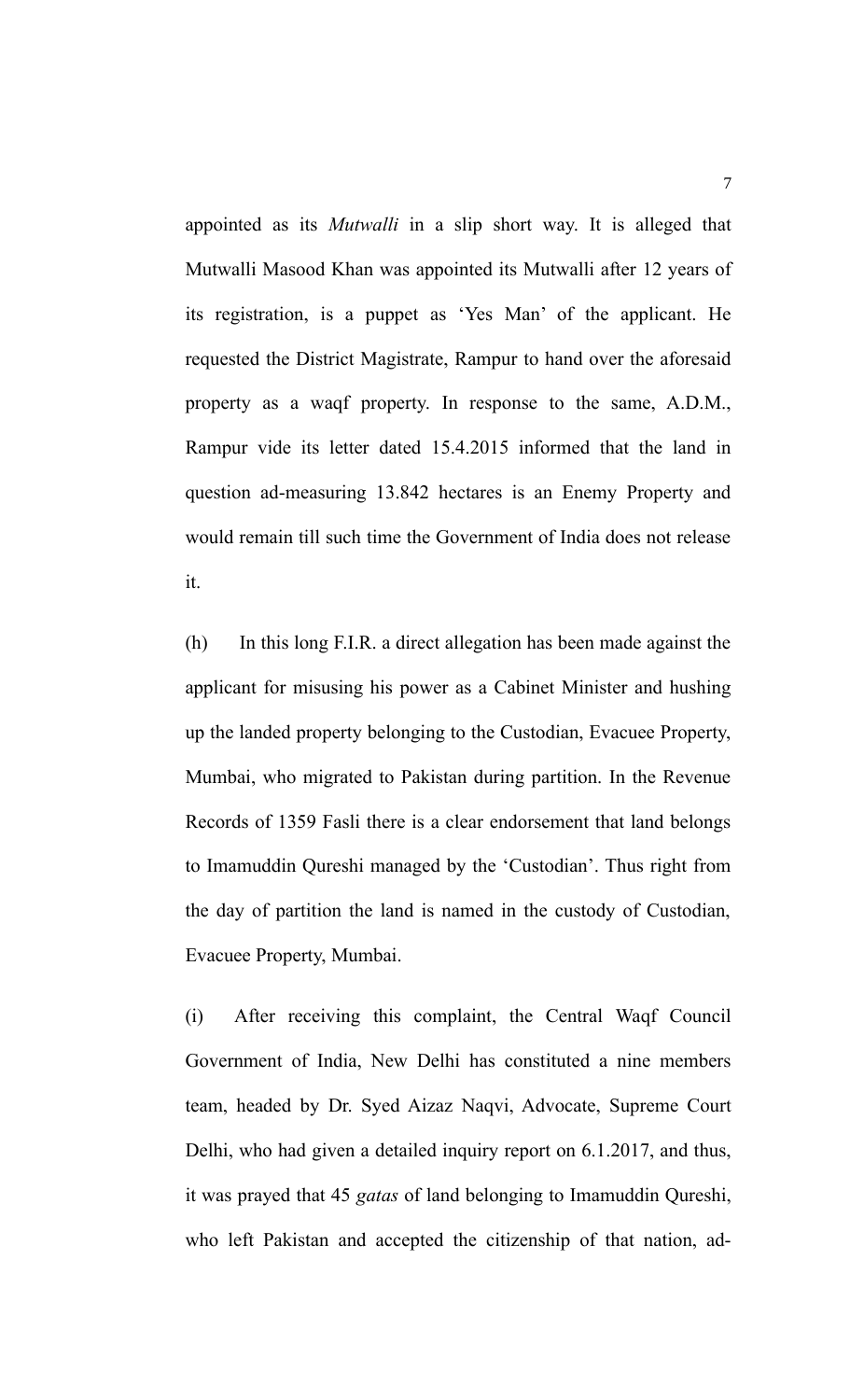appointed as its *Mutwalli* in a slip short way. It is alleged that Mutwalli Masood Khan was appointed its Mutwalli after 12 years of its registration, is a puppet as 'Yes Man' of the applicant. He requested the District Magistrate, Rampur to hand over the aforesaid property as a waqf property. In response to the same, A.D.M., Rampur vide its letter dated 15.4.2015 informed that the land in question ad-measuring 13.842 hectares is an Enemy Property and would remain till such time the Government of India does not release it.

(h) In this long F.I.R. a direct allegation has been made against the applicant for misusing his power as a Cabinet Minister and hushing up the landed property belonging to the Custodian, Evacuee Property, Mumbai, who migrated to Pakistan during partition. In the Revenue Records of 1359 Fasli there is a clear endorsement that land belongs to Imamuddin Qureshi managed by the 'Custodian'. Thus right from the day of partition the land is named in the custody of Custodian, Evacuee Property, Mumbai.

(i) After receiving this complaint, the Central Waqf Council Government of India, New Delhi has constituted a nine members team, headed by Dr. Syed Aizaz Naqvi, Advocate, Supreme Court Delhi, who had given a detailed inquiry report on 6.1.2017, and thus, it was prayed that 45 *gatas* of land belonging to Imamuddin Qureshi, who left Pakistan and accepted the citizenship of that nation, ad-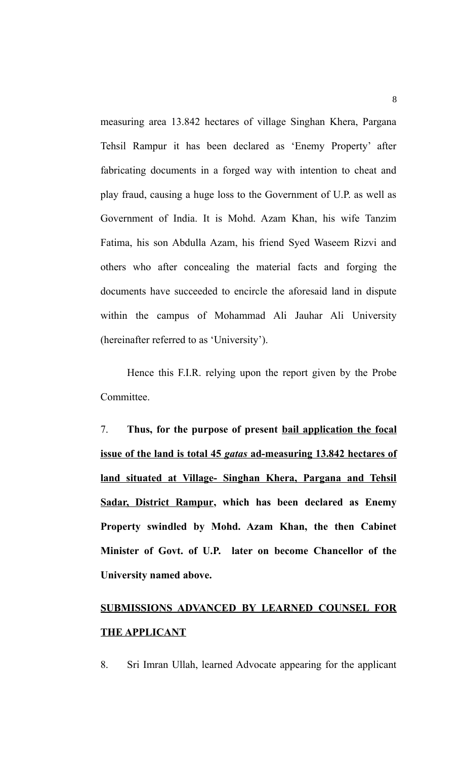measuring area 13.842 hectares of village Singhan Khera, Pargana Tehsil Rampur it has been declared as 'Enemy Property' after fabricating documents in a forged way with intention to cheat and play fraud, causing a huge loss to the Government of U.P. as well as Government of India. It is Mohd. Azam Khan, his wife Tanzim Fatima, his son Abdulla Azam, his friend Syed Waseem Rizvi and others who after concealing the material facts and forging the documents have succeeded to encircle the aforesaid land in dispute within the campus of Mohammad Ali Jauhar Ali University (hereinafter referred to as 'University').

Hence this F.I.R. relying upon the report given by the Probe Committee.

7. **Thus, for the purpose of present <u>bail application the focal issue of the land is total 45 *gatas* ad-measuring 13.842 hectares of land situated at Village- Singhan Khera, Pargana and Tehsil Sadar, District Rampur</u>, which has been declared as Enemy Property swindled by Mohd. Azam Khan, the then Cabinet Minister of Govt. of U.P. later on become Chancellor of the University named above.**

**<u>SUBMISSIONS ADVANCED BY LEARNED COUNSEL FOR THE APPLICANT</u>**

8. Sri Imran Ullah, learned Advocate appearing for the applicant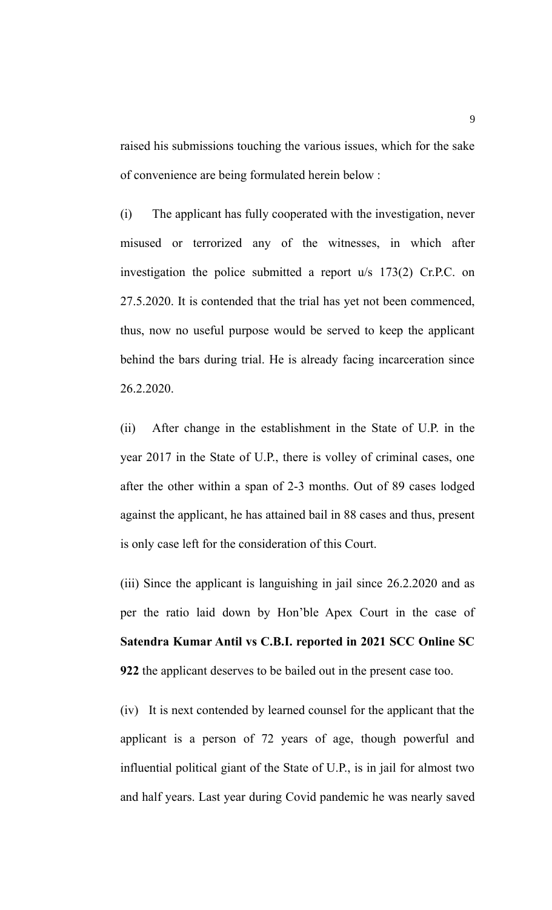raised his submissions touching the various issues, which for the sake of convenience are being formulated herein below :

(i) The applicant has fully cooperated with the investigation, never misused or terrorized any of the witnesses, in which after investigation the police submitted a report u/s 173(2) Cr.P.C. on 27.5.2020. It is contended that the trial has yet not been commenced, thus, now no useful purpose would be served to keep the applicant behind the bars during trial. He is already facing incarceration since 26.2.2020.

(ii) After change in the establishment in the State of U.P. in the year 2017 in the State of U.P., there is volley of criminal cases, one after the other within a span of 2-3 months. Out of 89 cases lodged against the applicant, he has attained bail in 88 cases and thus, present is only case left for the consideration of this Court.

(iii) Since the applicant is languishing in jail since 26.2.2020 and as per the ratio laid down by Hon'ble Apex Court in the case of **Satendra Kumar Antil vs C.B.I. reported in 2021 SCC Online SC 922** the applicant deserves to be bailed out in the present case too.

(iv) It is next contended by learned counsel for the applicant that the applicant is a person of 72 years of age, though powerful and influential political giant of the State of U.P., is in jail for almost two and half years. Last year during Covid pandemic he was nearly saved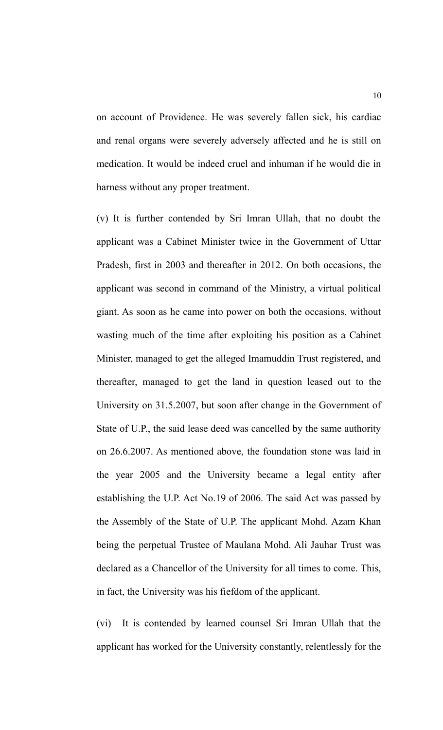on account of Providence. He was severely fallen sick, his cardiac and renal organs were severely adversely affected and he is still on medication. It would be indeed cruel and inhuman if he would die in harness without any proper treatment.

(v) It is further contended by Sri Imran Ullah, that no doubt the applicant was a Cabinet Minister twice in the Government of Uttar Pradesh, first in 2003 and thereafter in 2012. On both occasions, the applicant was second in command of the Ministry, a virtual political giant. As soon as he came into power on both the occasions, without wasting much of the time after exploiting his position as a Cabinet Minister, managed to get the alleged Imamuddin Trust registered, and thereafter, managed to get the land in question leased out to the University on 31.5.2007, but soon after change in the Government of State of U.P., the said lease deed was cancelled by the same authority on 26.6.2007. As mentioned above, the foundation stone was laid in the year 2005 and the University became a legal entity after establishing the U.P. Act No.19 of 2006. The said Act was passed by the Assembly of the State of U.P. The applicant Mohd. Azam Khan being the perpetual Trustee of Maulana Mohd. Ali Jauhar Trust was declared as a Chancellor of the University for all times to come. This, in fact, the University was his fiefdom of the applicant.

(vi) It is contended by learned counsel Sri Imran Ullah that the applicant has worked for the University constantly, relentlessly for the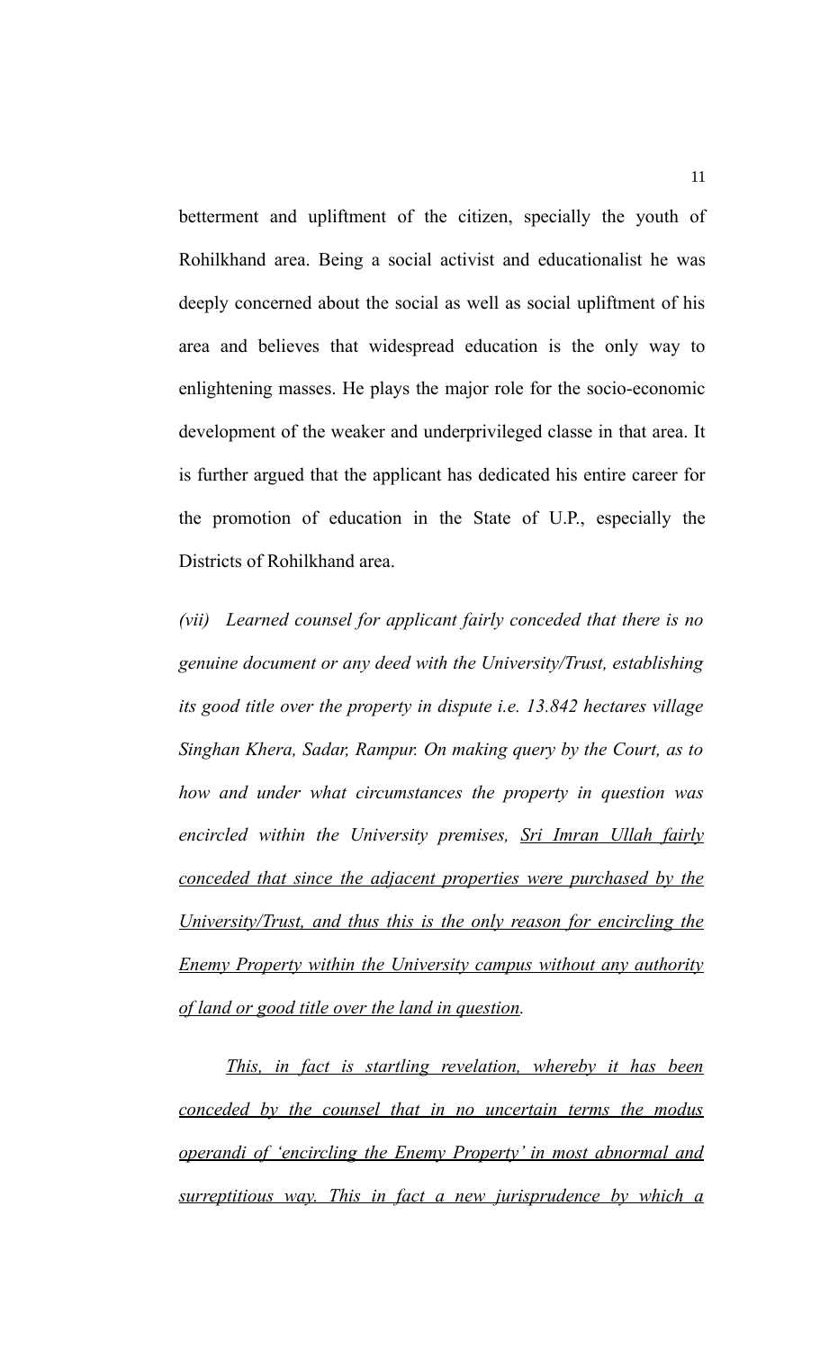betterment and upliftment of the citizen, specially the youth of Rohilkhand area. Being a social activist and educationalist he was deeply concerned about the social as well as social upliftment of his area and believes that widespread education is the only way to enlightening masses. He plays the major role for the socio-economic development of the weaker and underprivileged classe in that area. It is further argued that the applicant has dedicated his entire career for the promotion of education in the State of U.P., especially the Districts of Rohilkhand area.

*(vii) Learned counsel for applicant fairly conceded that there is no genuine document or any deed with the University/Trust, establishing its good title over the property in dispute i.e. 13.842 hectares village Singhan Khera, Sadar, Rampur. On making query by the Court, as to how and under what circumstances the property in question was encircled within the University premises, <u>Sri Imran Ullah fairly conceded that since the adjacent properties were purchased by the University/Trust, and thus this is the only reason for encircling the Enemy Property within the University campus without any authority of land or good title over the land in question</u>.*

*<u>This, in fact is startling revelation, whereby it has been conceded by the counsel that in no uncertain terms the modus operandi of 'encircling the Enemy Property' in most abnormal and surreptitious way. This in fact a new jurisprudence by which a</u>*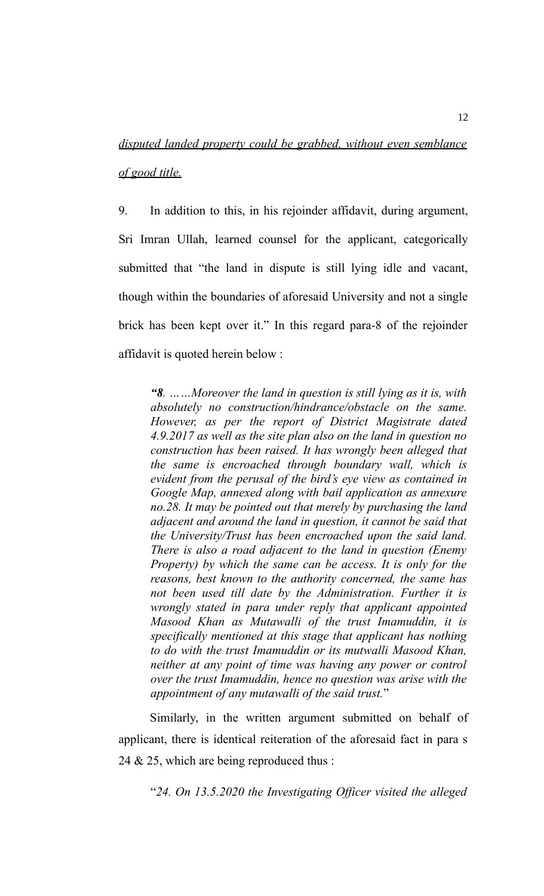<u>*disputed landed property could be grabbed, without even semblance of good title.*</u>

9. In addition to this, in his rejoinder affidavit, during argument, Sri Imran Ullah, learned counsel for the applicant, categorically submitted that "the land in dispute is still lying idle and vacant, though within the boundaries of aforesaid University and not a single brick has been kept over it." In this regard para-8 of the rejoinder affidavit is quoted herein below :

> ***"8.** ……Moreover the land in question is still lying as it is, with absolutely no construction/hindrance/obstacle on the same. However, as per the report of District Magistrate dated 4.9.2017 as well as the site plan also on the land in question no construction has been raised. It has wrongly been alleged that the same is encroached through boundary wall, which is evident from the perusal of the bird's eye view as contained in Google Map, annexed along with bail application as annexure no.28. It may be pointed out that merely by purchasing the land adjacent and around the land in question, it cannot be said that the University/Trust has been encroached upon the said land. There is also a road adjacent to the land in question (Enemy Property) by which the same can be access. It is only for the reasons, best known to the authority concerned, the same has not been used till date by the Administration. Further it is wrongly stated in para under reply that applicant appointed Masood Khan as Mutawalli of the trust Imamuddin, it is specifically mentioned at this stage that applicant has nothing to do with the trust Imamuddin or its mutwalli Masood Khan, neither at any point of time was having any power or control over the trust Imamuddin, hence no question was arise with the appointment of any mutawalli of the said trust.*"

Similarly, in the written argument submitted on behalf of applicant, there is identical reiteration of the aforesaid fact in para s 24 & 25, which are being reproduced thus :

> "*24. On 13.5.2020 the Investigating Officer visited the alleged*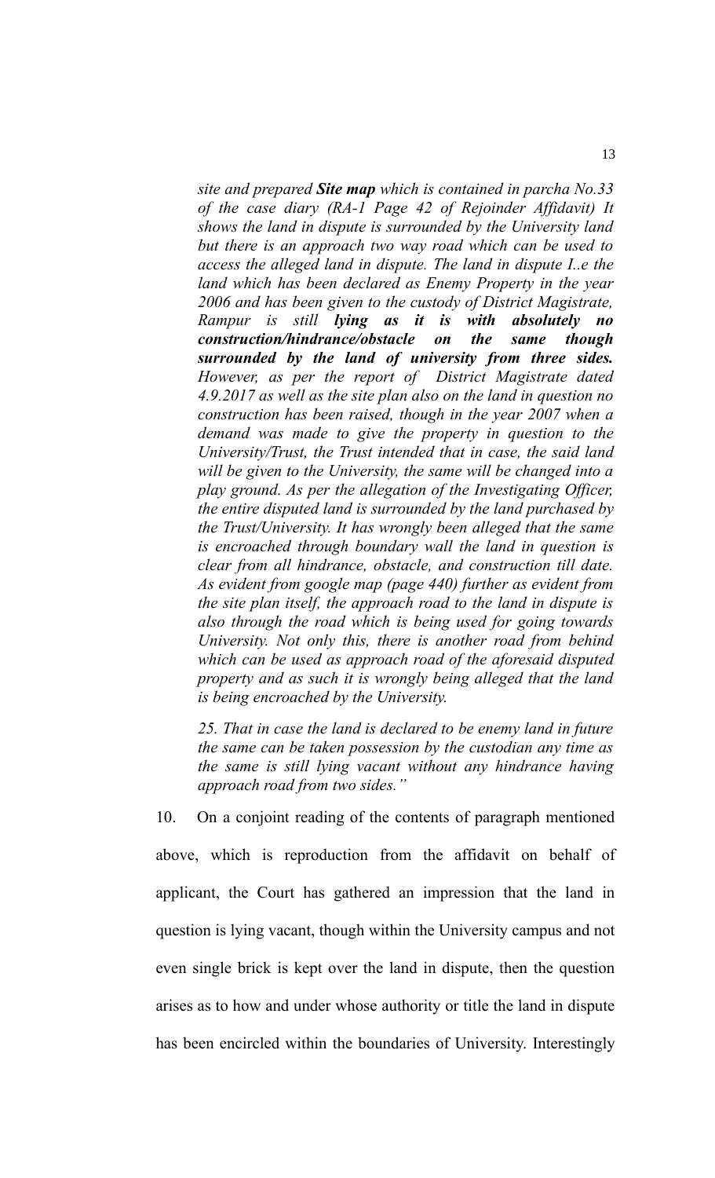*site and prepared **Site map** which is contained in parcha No.33 of the case diary (RA-1 Page 42 of Rejoinder Affidavit) It shows the land in dispute is surrounded by the University land but there is an approach two way road which can be used to access the alleged land in dispute. The land in dispute I..e the land which has been declared as Enemy Property in the year 2006 and has been given to the custody of District Magistrate, Rampur is still **lying as it is with absolutely no construction/hindrance/obstacle on the same though surrounded by the land of university from three sides.** However, as per the report of District Magistrate dated 4.9.2017 as well as the site plan also on the land in question no construction has been raised, though in the year 2007 when a demand was made to give the property in question to the University/Trust, the Trust intended that in case, the said land will be given to the University, the same will be changed into a play ground. As per the allegation of the Investigating Officer, the entire disputed land is surrounded by the land purchased by the Trust/University. It has wrongly been alleged that the same is encroached through boundary wall the land in question is clear from all hindrance, obstacle, and construction till date. As evident from google map (page 440) further as evident from the site plan itself, the approach road to the land in dispute is also through the road which is being used for going towards University. Not only this, there is another road from behind which can be used as approach road of the aforesaid disputed property and as such it is wrongly being alleged that the land is being encroached by the University.*

*25. That in case the land is declared to be enemy land in future the same can be taken possession by the custodian any time as the same is still lying vacant without any hindrance having approach road from two sides."*

10. On a conjoint reading of the contents of paragraph mentioned above, which is reproduction from the affidavit on behalf of applicant, the Court has gathered an impression that the land in question is lying vacant, though within the University campus and not even single brick is kept over the land in dispute, then the question arises as to how and under whose authority or title the land in dispute has been encircled within the boundaries of University. Interestingly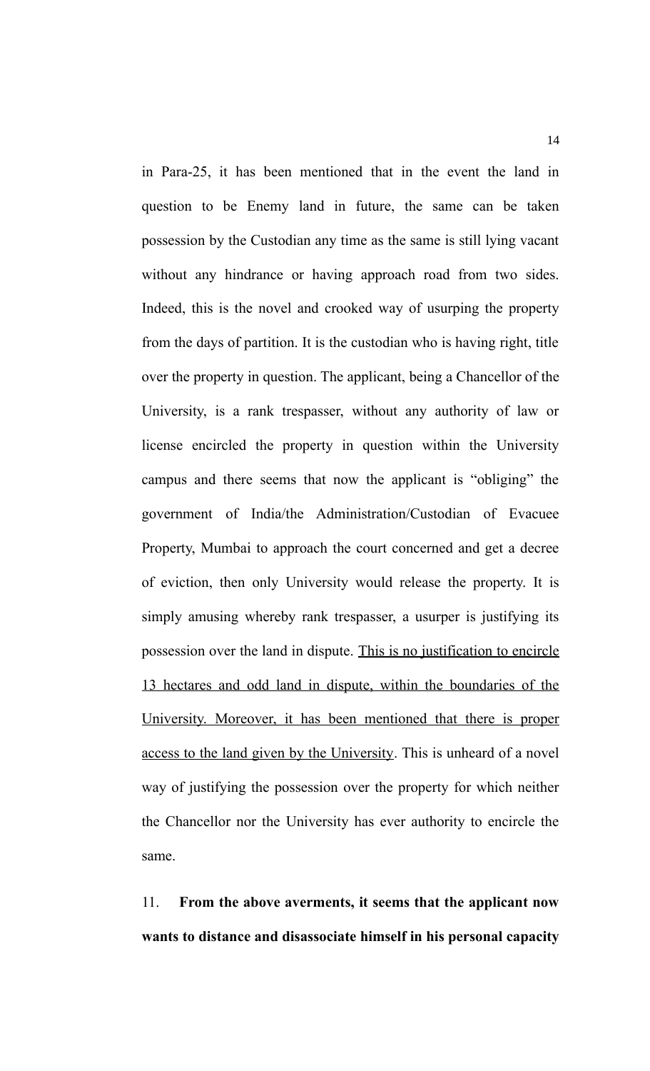in Para-25, it has been mentioned that in the event the land in question to be Enemy land in future, the same can be taken possession by the Custodian any time as the same is still lying vacant without any hindrance or having approach road from two sides. Indeed, this is the novel and crooked way of usurping the property from the days of partition. It is the custodian who is having right, title over the property in question. The applicant, being a Chancellor of the University, is a rank trespasser, without any authority of law or license encircled the property in question within the University campus and there seems that now the applicant is "obliging" the government of India/the Administration/Custodian of Evacuee Property, Mumbai to approach the court concerned and get a decree of eviction, then only University would release the property. It is simply amusing whereby rank trespasser, a usurper is justifying its possession over the land in dispute. <u>This is no justification to encircle 13 hectares and odd land in dispute, within the boundaries of the University. Moreover, it has been mentioned that there is proper access to the land given by the University</u>. This is unheard of a novel way of justifying the possession over the property for which neither the Chancellor nor the University has ever authority to encircle the same.

11. **From the above averments, it seems that the applicant now wants to distance and disassociate himself in his personal capacity**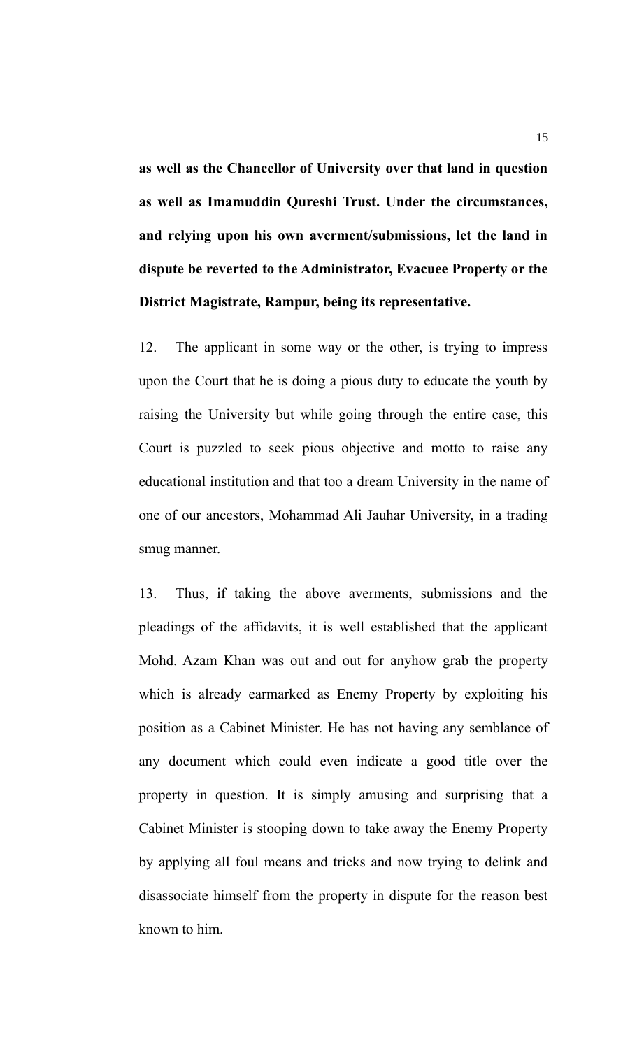**as well as the Chancellor of University over that land in question as well as Imamuddin Qureshi Trust. Under the circumstances, and relying upon his own averment/submissions, let the land in dispute be reverted to the Administrator, Evacuee Property or the District Magistrate, Rampur, being its representative.**

12. The applicant in some way or the other, is trying to impress upon the Court that he is doing a pious duty to educate the youth by raising the University but while going through the entire case, this Court is puzzled to seek pious objective and motto to raise any educational institution and that too a dream University in the name of one of our ancestors, Mohammad Ali Jauhar University, in a trading smug manner.

13. Thus, if taking the above averments, submissions and the pleadings of the affidavits, it is well established that the applicant Mohd. Azam Khan was out and out for anyhow grab the property which is already earmarked as Enemy Property by exploiting his position as a Cabinet Minister. He has not having any semblance of any document which could even indicate a good title over the property in question. It is simply amusing and surprising that a Cabinet Minister is stooping down to take away the Enemy Property by applying all foul means and tricks and now trying to delink and disassociate himself from the property in dispute for the reason best known to him.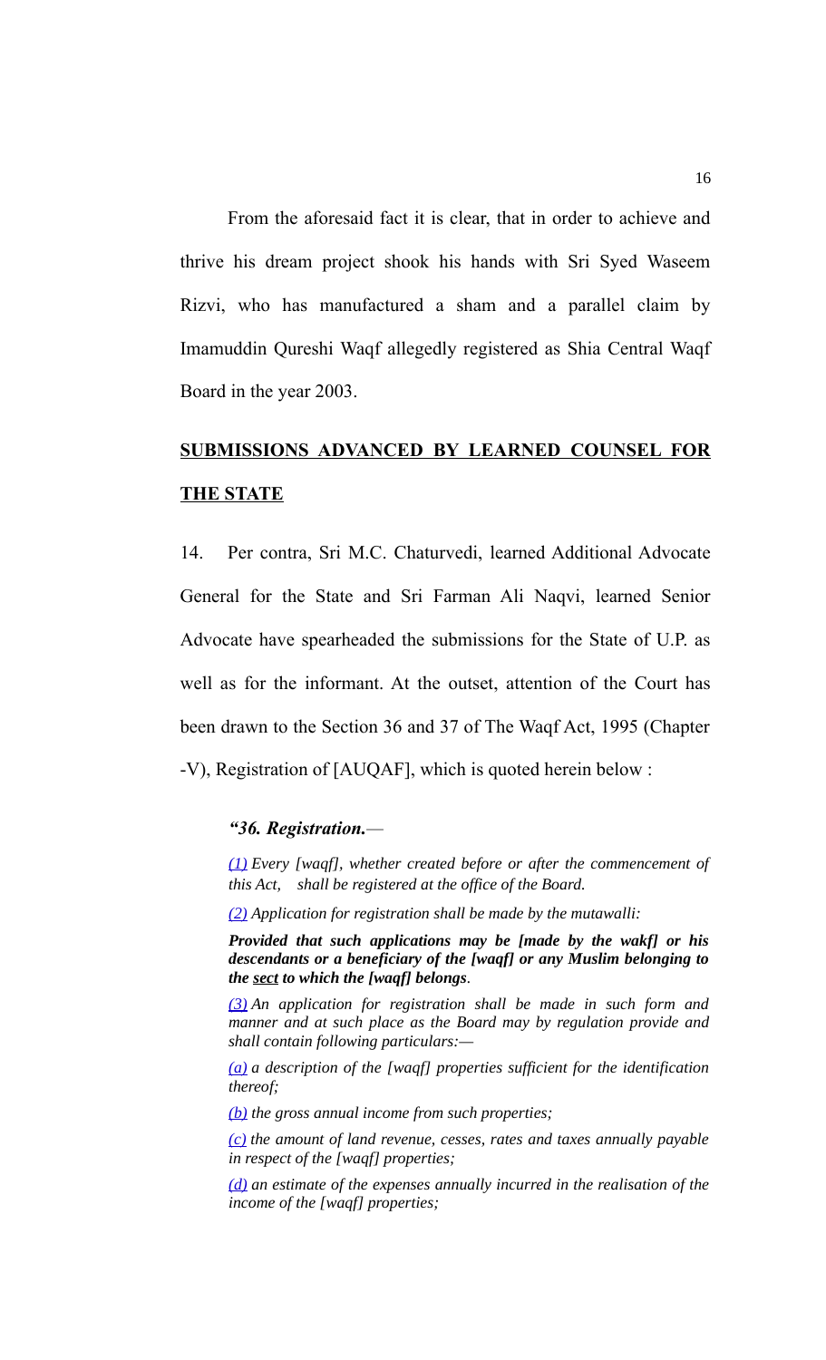From the aforesaid fact it is clear, that in order to achieve and thrive his dream project shook his hands with Sri Syed Waseem Rizvi, who has manufactured a sham and a parallel claim by Imamuddin Qureshi Waqf allegedly registered as Shia Central Waqf Board in the year 2003.

**<u>SUBMISSIONS ADVANCED BY LEARNED COUNSEL FOR THE STATE</u>**

14. Per contra, Sri M.C. Chaturvedi, learned Additional Advocate General for the State and Sri Farman Ali Naqvi, learned Senior Advocate have spearheaded the submissions for the State of U.P. as well as for the informant. At the outset, attention of the Court has been drawn to the Section 36 and 37 of The Waqf Act, 1995 (Chapter -V), Registration of [AUQAF], which is quoted herein below :

> ***"36. Registration.***—
>
> *(1) Every [waqf], whether created before or after the commencement of this Act, shall be registered at the office of the Board.*
>
> *(2) Application for registration shall be made by the mutawalli:*
>
> ***Provided that such applications may be [made by the wakf] or his descendants or a beneficiary of the [waqf] or any Muslim belonging to the <u>sect</u> to which the [waqf] belongs.***
>
> *(3) An application for registration shall be made in such form and manner and at such place as the Board may by regulation provide and shall contain following particulars:—*
>
> *(a) a description of the [waqf] properties sufficient for the identification thereof;*
>
> *(b) the gross annual income from such properties;*
>
> *(c) the amount of land revenue, cesses, rates and taxes annually payable in respect of the [waqf] properties;*
>
> *(d) an estimate of the expenses annually incurred in the realisation of the income of the [waqf] properties;*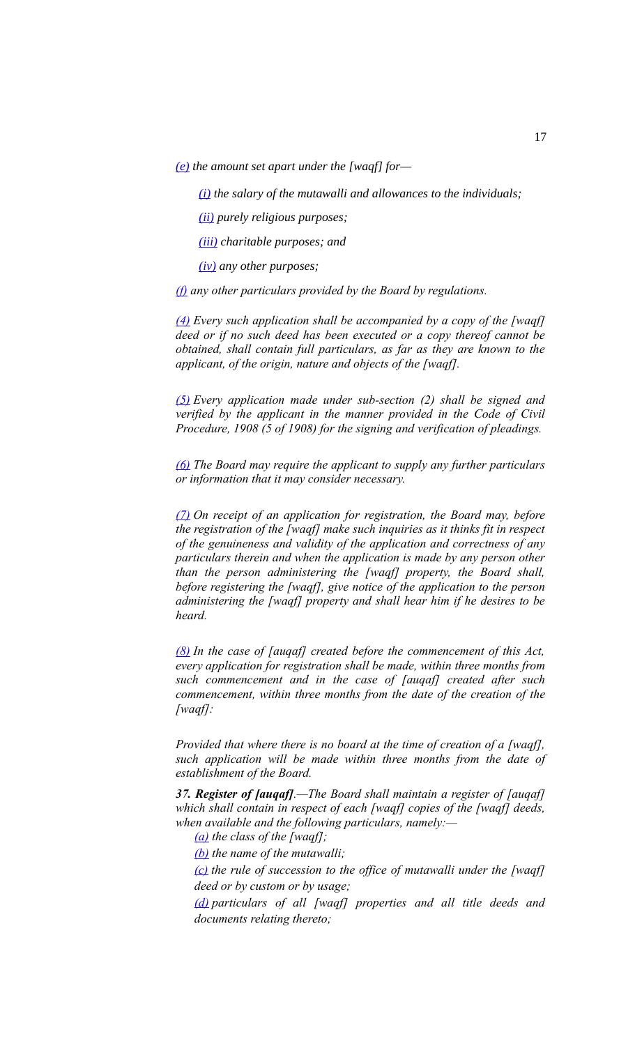*(e) the amount set apart under the [waqf] for—*

*(i) the salary of the mutawalli and allowances to the individuals;*

*(ii) purely religious purposes;*

*(iii) charitable purposes; and*

*(iv) any other purposes;*

*(f) any other particulars provided by the Board by regulations.*

*(4) Every such application shall be accompanied by a copy of the [waqf] deed or if no such deed has been executed or a copy thereof cannot be obtained, shall contain full particulars, as far as they are known to the applicant, of the origin, nature and objects of the [waqf].*

*(5) Every application made under sub-section (2) shall be signed and verified by the applicant in the manner provided in the Code of Civil Procedure, 1908 (5 of 1908) for the signing and verification of pleadings.*

*(6) The Board may require the applicant to supply any further particulars or information that it may consider necessary.*

*(7) On receipt of an application for registration, the Board may, before the registration of the [waqf] make such inquiries as it thinks fit in respect of the genuineness and validity of the application and correctness of any particulars therein and when the application is made by any person other than the person administering the [waqf] property, the Board shall, before registering the [waqf], give notice of the application to the person administering the [waqf] property and shall hear him if he desires to be heard.*

*(8) In the case of [auqaf] created before the commencement of this Act, every application for registration shall be made, within three months from such commencement and in the case of [auqaf] created after such commencement, within three months from the date of the creation of the [waqf]:*

*Provided that where there is no board at the time of creation of a [waqf], such application will be made within three months from the date of establishment of the Board.*

***37. Register of [auqaf].**—The Board shall maintain a register of [auqaf] which shall contain in respect of each [waqf] copies of the [waqf] deeds, when available and the following particulars, namely:—*

*(a) the class of the [waqf];*

*(b) the name of the mutawalli;*

*(c) the rule of succession to the office of mutawalli under the [waqf] deed or by custom or by usage;*

*(d) particulars of all [waqf] properties and all title deeds and documents relating thereto;*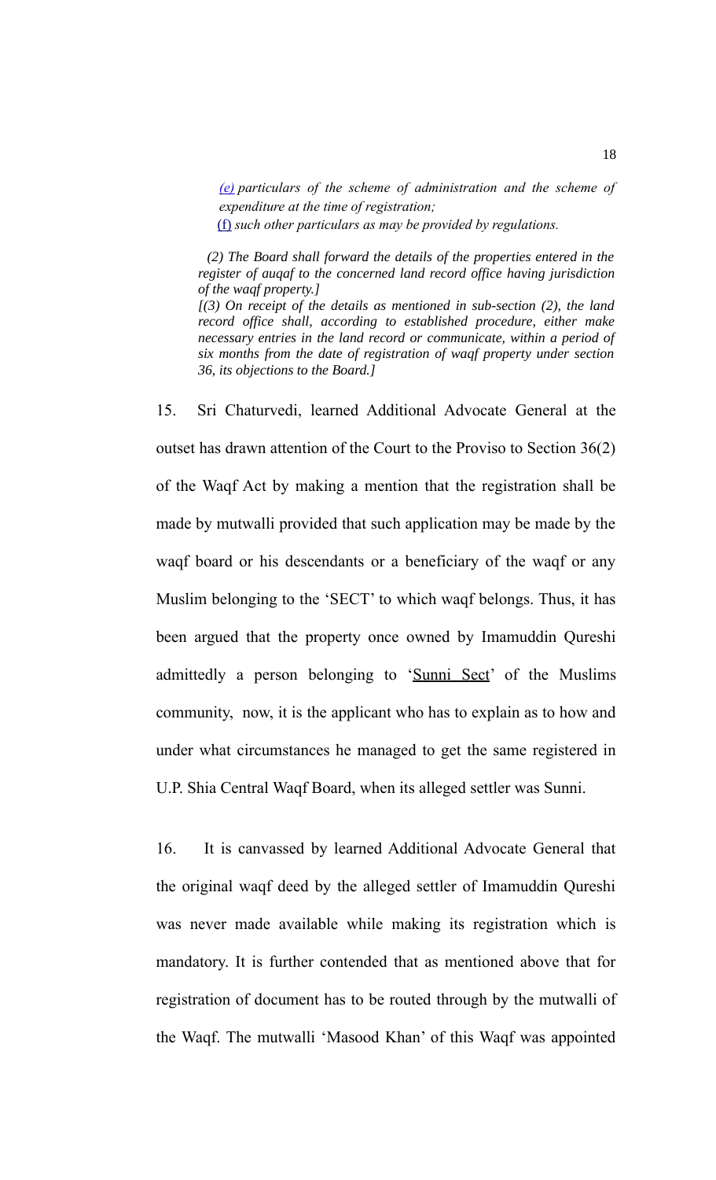*(e) particulars of the scheme of administration and the scheme of expenditure at the time of registration;*

*(f) such other particulars as may be provided by regulations.*

*(2) The Board shall forward the details of the properties entered in the register of auqaf to the concerned land record office having jurisdiction of the waqf property.]*

*[(3) On receipt of the details as mentioned in sub-section (2), the land record office shall, according to established procedure, either make necessary entries in the land record or communicate, within a period of six months from the date of registration of waqf property under section 36, its objections to the Board.]*

15. Sri Chaturvedi, learned Additional Advocate General at the outset has drawn attention of the Court to the Proviso to Section 36(2) of the Waqf Act by making a mention that the registration shall be made by mutwalli provided that such application may be made by the waqf board or his descendants or a beneficiary of the waqf or any Muslim belonging to the 'SECT' to which waqf belongs. Thus, it has been argued that the property once owned by Imamuddin Qureshi admittedly a person belonging to '<u>Sunni Sect</u>' of the Muslims community, now, it is the applicant who has to explain as to how and under what circumstances he managed to get the same registered in U.P. Shia Central Waqf Board, when its alleged settler was Sunni.

16. It is canvassed by learned Additional Advocate General that the original waqf deed by the alleged settler of Imamuddin Qureshi was never made available while making its registration which is mandatory. It is further contended that as mentioned above that for registration of document has to be routed through by the mutwalli of the Waqf. The mutwalli 'Masood Khan' of this Waqf was appointed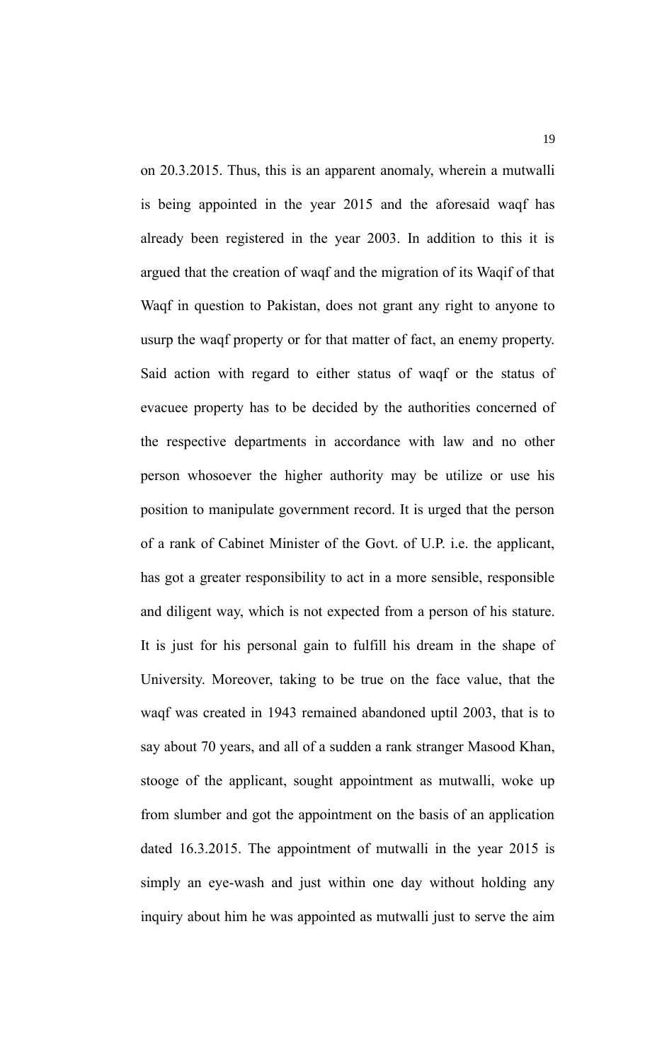on 20.3.2015. Thus, this is an apparent anomaly, wherein a mutwalli is being appointed in the year 2015 and the aforesaid waqf has already been registered in the year 2003. In addition to this it is argued that the creation of waqf and the migration of its Waqif of that Waqf in question to Pakistan, does not grant any right to anyone to usurp the waqf property or for that matter of fact, an enemy property. Said action with regard to either status of waqf or the status of evacuee property has to be decided by the authorities concerned of the respective departments in accordance with law and no other person whosoever the higher authority may be utilize or use his position to manipulate government record. It is urged that the person of a rank of Cabinet Minister of the Govt. of U.P. i.e. the applicant, has got a greater responsibility to act in a more sensible, responsible and diligent way, which is not expected from a person of his stature. It is just for his personal gain to fulfill his dream in the shape of University. Moreover, taking to be true on the face value, that the waqf was created in 1943 remained abandoned uptil 2003, that is to say about 70 years, and all of a sudden a rank stranger Masood Khan, stooge of the applicant, sought appointment as mutwalli, woke up from slumber and got the appointment on the basis of an application dated 16.3.2015. The appointment of mutwalli in the year 2015 is simply an eye-wash and just within one day without holding any inquiry about him he was appointed as mutwalli just to serve the aim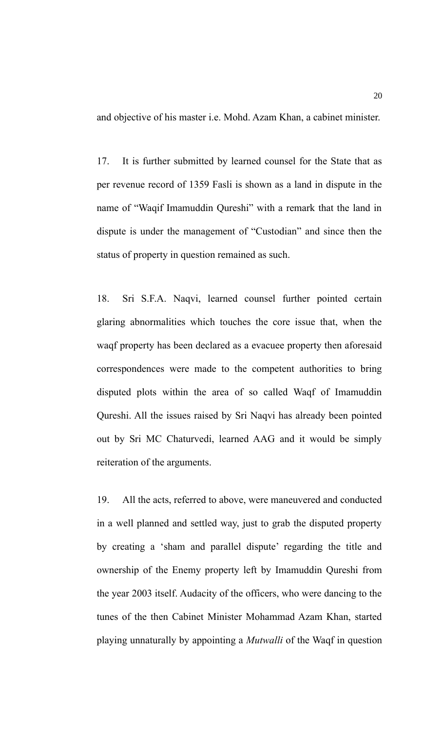and objective of his master i.e. Mohd. Azam Khan, a cabinet minister.

17. It is further submitted by learned counsel for the State that as per revenue record of 1359 Fasli is shown as a land in dispute in the name of "Waqif Imamuddin Qureshi" with a remark that the land in dispute is under the management of "Custodian" and since then the status of property in question remained as such.

18. Sri S.F.A. Naqvi, learned counsel further pointed certain glaring abnormalities which touches the core issue that, when the waqf property has been declared as a evacuee property then aforesaid correspondences were made to the competent authorities to bring disputed plots within the area of so called Waqf of Imamuddin Qureshi. All the issues raised by Sri Naqvi has already been pointed out by Sri MC Chaturvedi, learned AAG and it would be simply reiteration of the arguments.

19. All the acts, referred to above, were maneuvered and conducted in a well planned and settled way, just to grab the disputed property by creating a 'sham and parallel dispute' regarding the title and ownership of the Enemy property left by Imamuddin Qureshi from the year 2003 itself. Audacity of the officers, who were dancing to the tunes of the then Cabinet Minister Mohammad Azam Khan, started playing unnaturally by appointing a *Mutwalli* of the Waqf in question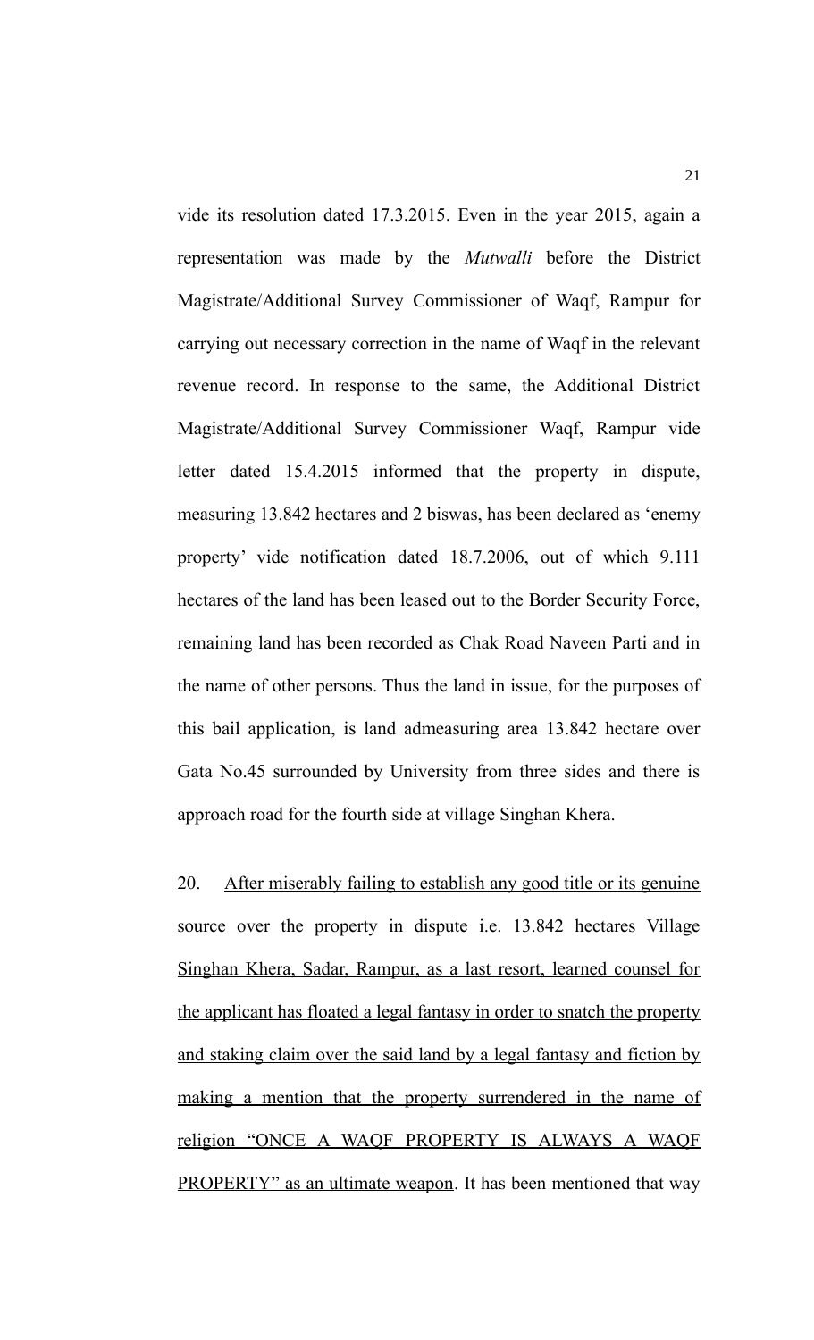vide its resolution dated 17.3.2015. Even in the year 2015, again a representation was made by the *Mutwalli* before the District Magistrate/Additional Survey Commissioner of Waqf, Rampur for carrying out necessary correction in the name of Waqf in the relevant revenue record. In response to the same, the Additional District Magistrate/Additional Survey Commissioner Waqf, Rampur vide letter dated 15.4.2015 informed that the property in dispute, measuring 13.842 hectares and 2 biswas, has been declared as 'enemy property' vide notification dated 18.7.2006, out of which 9.111 hectares of the land has been leased out to the Border Security Force, remaining land has been recorded as Chak Road Naveen Parti and in the name of other persons. Thus the land in issue, for the purposes of this bail application, is land admeasuring area 13.842 hectare over Gata No.45 surrounded by University from three sides and there is approach road for the fourth side at village Singhan Khera.

20. <u>After miserably failing to establish any good title or its genuine source over the property in dispute i.e. 13.842 hectares Village Singhan Khera, Sadar, Rampur, as a last resort, learned counsel for the applicant has floated a legal fantasy in order to snatch the property and staking claim over the said land by a legal fantasy and fiction by making a mention that the property surrendered in the name of religion "ONCE A WAQF PROPERTY IS ALWAYS A WAQF PROPERTY" as an ultimate weapon</u>. It has been mentioned that way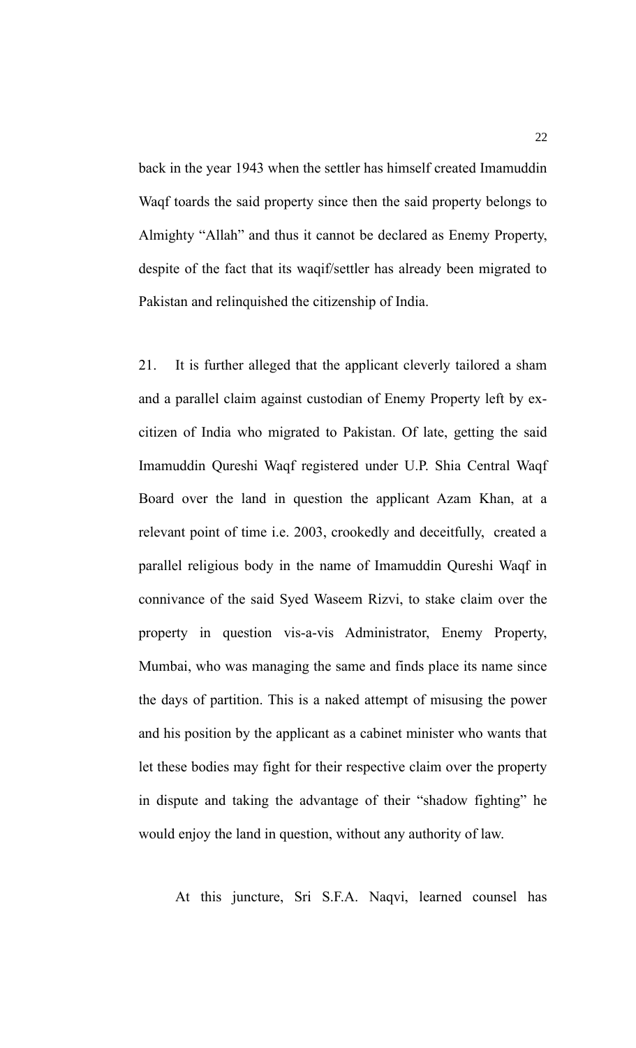back in the year 1943 when the settler has himself created Imamuddin Waqf toards the said property since then the said property belongs to Almighty "Allah" and thus it cannot be declared as Enemy Property, despite of the fact that its waqif/settler has already been migrated to Pakistan and relinquished the citizenship of India.

21. It is further alleged that the applicant cleverly tailored a sham and a parallel claim against custodian of Enemy Property left by ex-citizen of India who migrated to Pakistan. Of late, getting the said Imamuddin Qureshi Waqf registered under U.P. Shia Central Waqf Board over the land in question the applicant Azam Khan, at a relevant point of time i.e. 2003, crookedly and deceitfully, created a parallel religious body in the name of Imamuddin Qureshi Waqf in connivance of the said Syed Waseem Rizvi, to stake claim over the property in question vis-a-vis Administrator, Enemy Property, Mumbai, who was managing the same and finds place its name since the days of partition. This is a naked attempt of misusing the power and his position by the applicant as a cabinet minister who wants that let these bodies may fight for their respective claim over the property in dispute and taking the advantage of their "shadow fighting" he would enjoy the land in question, without any authority of law.

At this juncture, Sri S.F.A. Naqvi, learned counsel has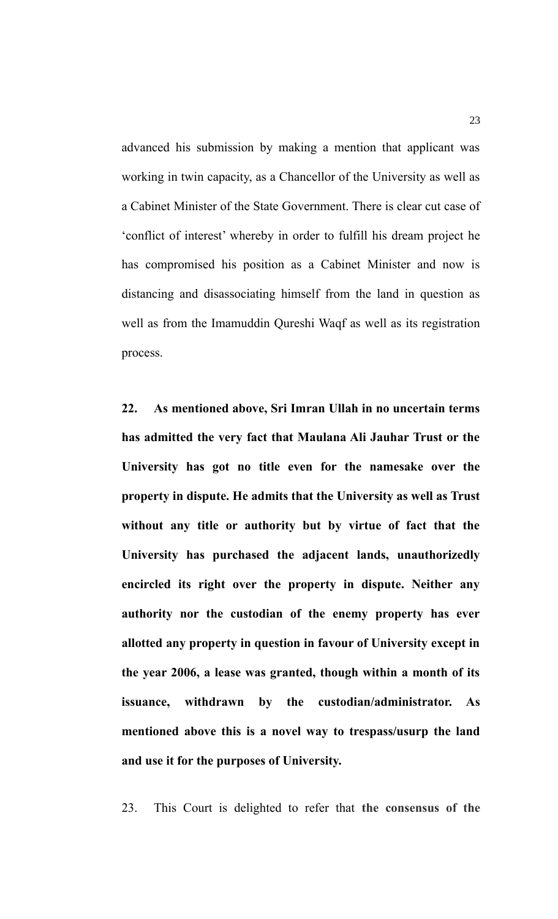advanced his submission by making a mention that applicant was working in twin capacity, as a Chancellor of the University as well as a Cabinet Minister of the State Government. There is clear cut case of 'conflict of interest' whereby in order to fulfill his dream project he has compromised his position as a Cabinet Minister and now is distancing and disassociating himself from the land in question as well as from the Imamuddin Qureshi Waqf as well as its registration process.

**22. As mentioned above, Sri Imran Ullah in no uncertain terms has admitted the very fact that Maulana Ali Jauhar Trust or the University has got no title even for the namesake over the property in dispute. He admits that the University as well as Trust without any title or authority but by virtue of fact that the University has purchased the adjacent lands, unauthorizedly encircled its right over the property in dispute. Neither any authority nor the custodian of the enemy property has ever allotted any property in question in favour of University except in the year 2006, a lease was granted, though within a month of its issuance, withdrawn by the custodian/administrator. As mentioned above this is a novel way to trespass/usurp the land and use it for the purposes of University.**

23. This Court is delighted to refer that **the consensus of the**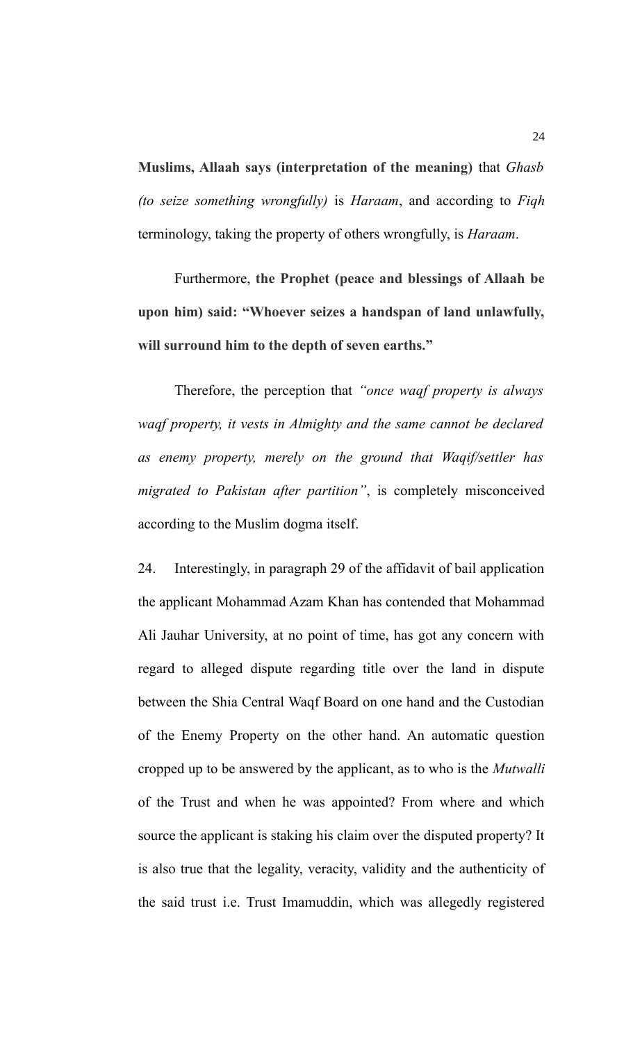**Muslims, Allaah says (interpretation of the meaning)** that *Ghasb (to seize something wrongfully)* is *Haraam*, and according to *Fiqh* terminology, taking the property of others wrongfully, is *Haraam*.

Furthermore, **the Prophet (peace and blessings of Allaah be upon him) said: "Whoever seizes a handspan of land unlawfully, will surround him to the depth of seven earths."**

Therefore, the perception that *"once waqf property is always waqf property, it vests in Almighty and the same cannot be declared as enemy property, merely on the ground that Waqif/settler has migrated to Pakistan after partition"*, is completely misconceived according to the Muslim dogma itself.

24. Interestingly, in paragraph 29 of the affidavit of bail application the applicant Mohammad Azam Khan has contended that Mohammad Ali Jauhar University, at no point of time, has got any concern with regard to alleged dispute regarding title over the land in dispute between the Shia Central Waqf Board on one hand and the Custodian of the Enemy Property on the other hand. An automatic question cropped up to be answered by the applicant, as to who is the *Mutwalli* of the Trust and when he was appointed? From where and which source the applicant is staking his claim over the disputed property? It is also true that the legality, veracity, validity and the authenticity of the said trust i.e. Trust Imamuddin, which was allegedly registered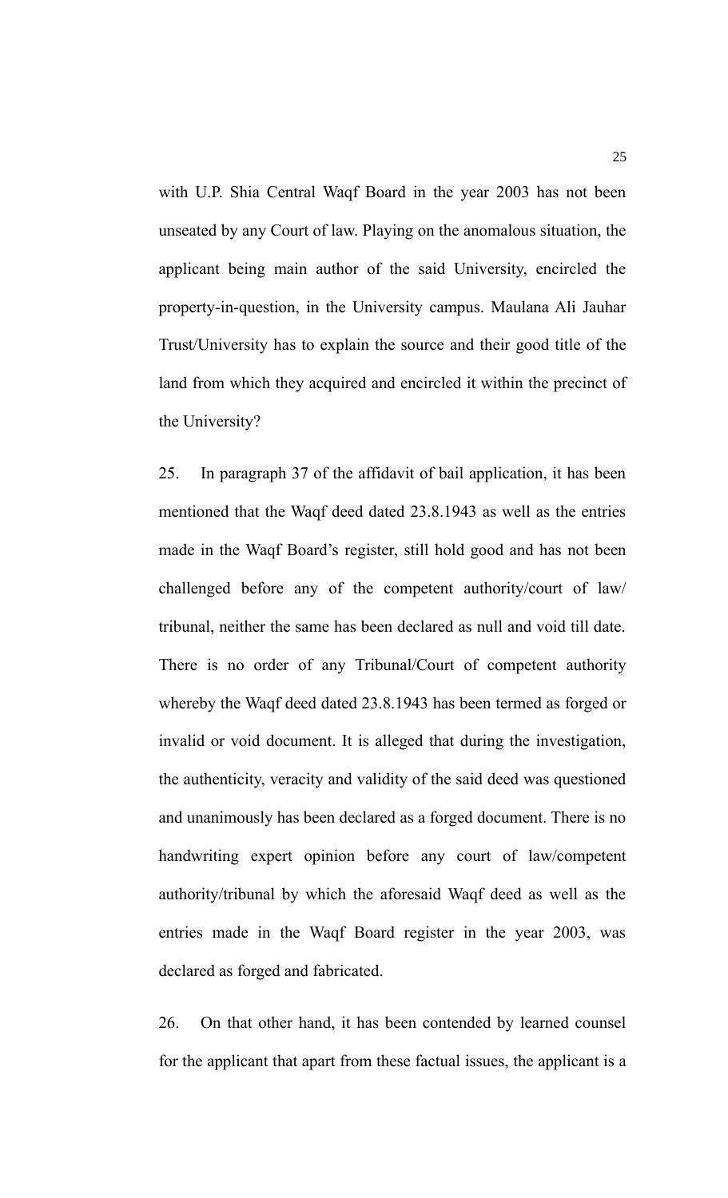with U.P. Shia Central Waqf Board in the year 2003 has not been unseated by any Court of law. Playing on the anomalous situation, the applicant being main author of the said University, encircled the property-in-question, in the University campus. Maulana Ali Jauhar Trust/University has to explain the source and their good title of the land from which they acquired and encircled it within the precinct of the University?

25. In paragraph 37 of the affidavit of bail application, it has been mentioned that the Waqf deed dated 23.8.1943 as well as the entries made in the Waqf Board's register, still hold good and has not been challenged before any of the competent authority/court of law/ tribunal, neither the same has been declared as null and void till date. There is no order of any Tribunal/Court of competent authority whereby the Waqf deed dated 23.8.1943 has been termed as forged or invalid or void document. It is alleged that during the investigation, the authenticity, veracity and validity of the said deed was questioned and unanimously has been declared as a forged document. There is no handwriting expert opinion before any court of law/competent authority/tribunal by which the aforesaid Waqf deed as well as the entries made in the Waqf Board register in the year 2003, was declared as forged and fabricated.

26. On that other hand, it has been contended by learned counsel for the applicant that apart from these factual issues, the applicant is a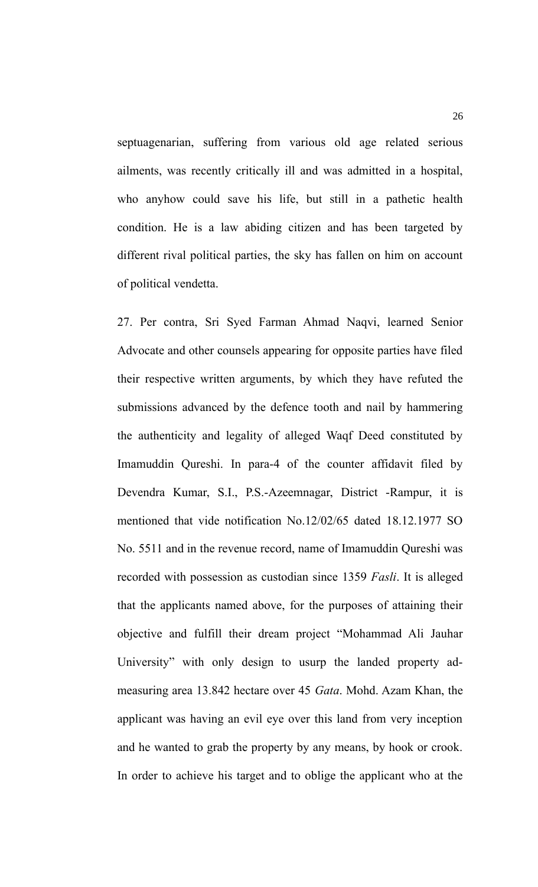septuagenarian, suffering from various old age related serious ailments, was recently critically ill and was admitted in a hospital, who anyhow could save his life, but still in a pathetic health condition. He is a law abiding citizen and has been targeted by different rival political parties, the sky has fallen on him on account of political vendetta.

27. Per contra, Sri Syed Farman Ahmad Naqvi, learned Senior Advocate and other counsels appearing for opposite parties have filed their respective written arguments, by which they have refuted the submissions advanced by the defence tooth and nail by hammering the authenticity and legality of alleged Waqf Deed constituted by Imamuddin Qureshi. In para-4 of the counter affidavit filed by Devendra Kumar, S.I., P.S.-Azeemnagar, District -Rampur, it is mentioned that vide notification No.12/02/65 dated 18.12.1977 SO No. 5511 and in the revenue record, name of Imamuddin Qureshi was recorded with possession as custodian since 1359 *Fasli*. It is alleged that the applicants named above, for the purposes of attaining their objective and fulfill their dream project "Mohammad Ali Jauhar University" with only design to usurp the landed property ad-measuring area 13.842 hectare over 45 *Gata*. Mohd. Azam Khan, the applicant was having an evil eye over this land from very inception and he wanted to grab the property by any means, by hook or crook. In order to achieve his target and to oblige the applicant who at the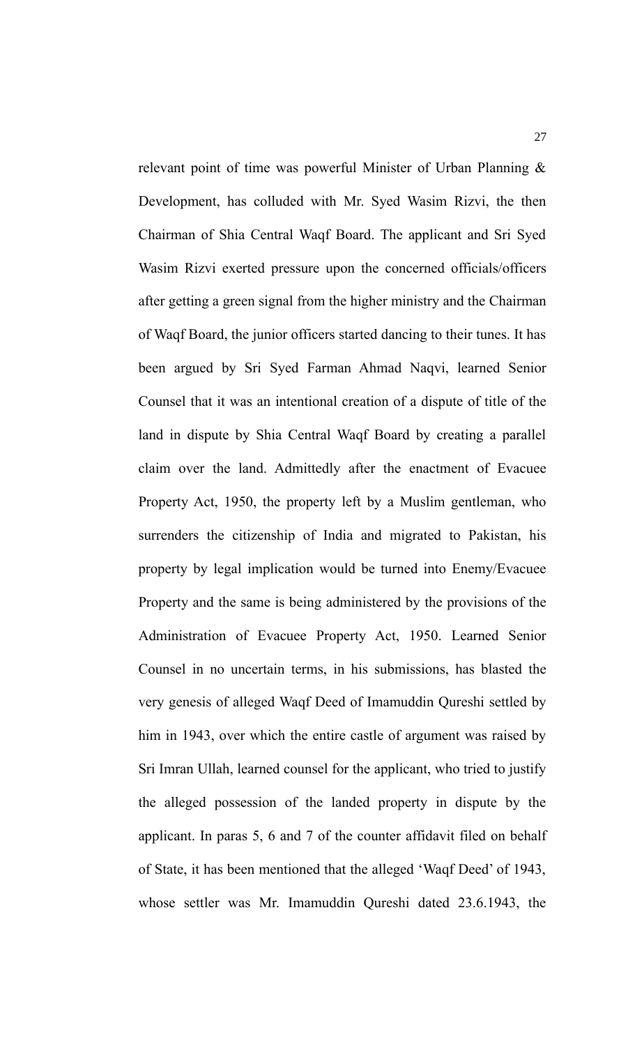relevant point of time was powerful Minister of Urban Planning & Development, has colluded with Mr. Syed Wasim Rizvi, the then Chairman of Shia Central Waqf Board. The applicant and Sri Syed Wasim Rizvi exerted pressure upon the concerned officials/officers after getting a green signal from the higher ministry and the Chairman of Waqf Board, the junior officers started dancing to their tunes. It has been argued by Sri Syed Farman Ahmad Naqvi, learned Senior Counsel that it was an intentional creation of a dispute of title of the land in dispute by Shia Central Waqf Board by creating a parallel claim over the land. Admittedly after the enactment of Evacuee Property Act, 1950, the property left by a Muslim gentleman, who surrenders the citizenship of India and migrated to Pakistan, his property by legal implication would be turned into Enemy/Evacuee Property and the same is being administered by the provisions of the Administration of Evacuee Property Act, 1950. Learned Senior Counsel in no uncertain terms, in his submissions, has blasted the very genesis of alleged Waqf Deed of Imamuddin Qureshi settled by him in 1943, over which the entire castle of argument was raised by Sri Imran Ullah, learned counsel for the applicant, who tried to justify the alleged possession of the landed property in dispute by the applicant. In paras 5, 6 and 7 of the counter affidavit filed on behalf of State, it has been mentioned that the alleged 'Waqf Deed' of 1943, whose settler was Mr. Imamuddin Qureshi dated 23.6.1943, the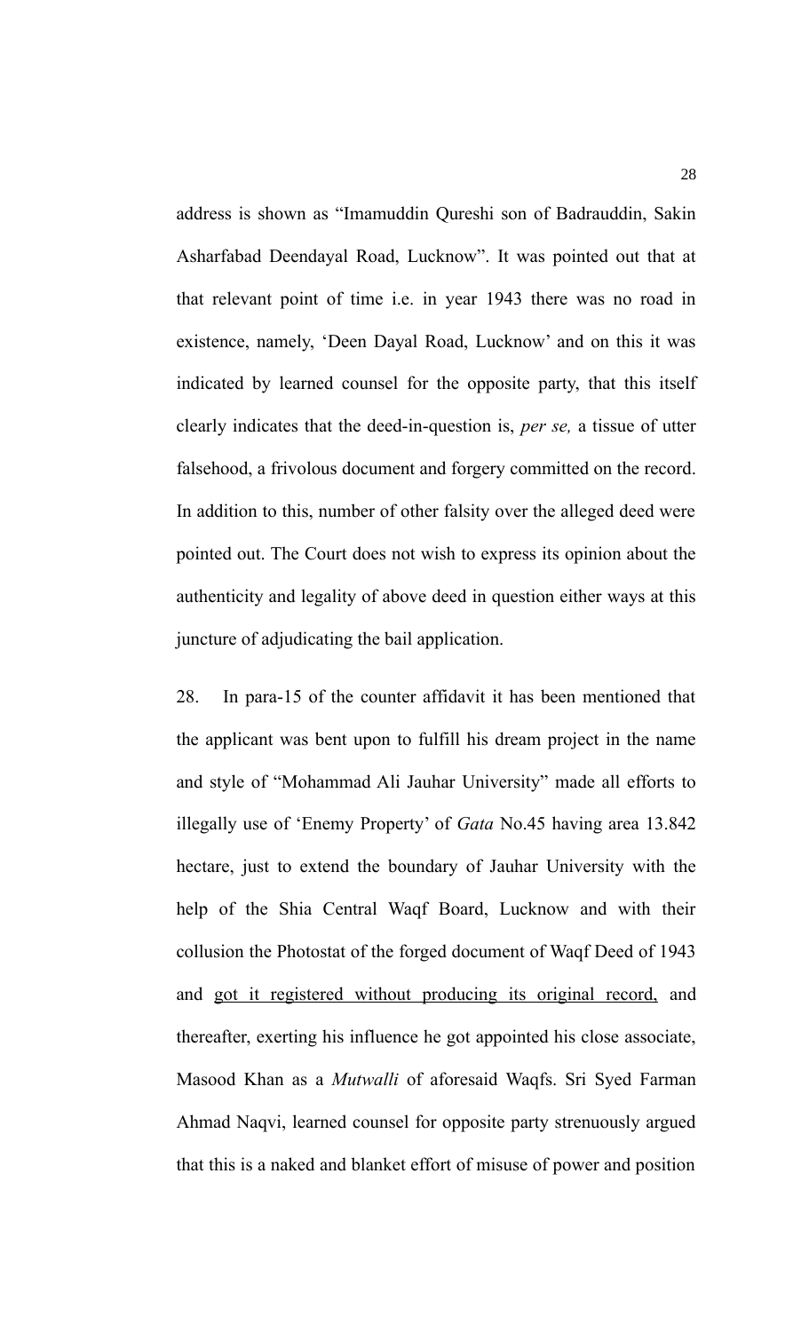address is shown as "Imamuddin Qureshi son of Badrauddin, Sakin Asharfabad Deendayal Road, Lucknow". It was pointed out that at that relevant point of time i.e. in year 1943 there was no road in existence, namely, 'Deen Dayal Road, Lucknow' and on this it was indicated by learned counsel for the opposite party, that this itself clearly indicates that the deed-in-question is, *per se,* a tissue of utter falsehood, a frivolous document and forgery committed on the record. In addition to this, number of other falsity over the alleged deed were pointed out. The Court does not wish to express its opinion about the authenticity and legality of above deed in question either ways at this juncture of adjudicating the bail application.

28. In para-15 of the counter affidavit it has been mentioned that the applicant was bent upon to fulfill his dream project in the name and style of "Mohammad Ali Jauhar University" made all efforts to illegally use of 'Enemy Property' of *Gata* No.45 having area 13.842 hectare, just to extend the boundary of Jauhar University with the help of the Shia Central Waqf Board, Lucknow and with their collusion the Photostat of the forged document of Waqf Deed of 1943 and <u>got it registered without producing its original record,</u> and thereafter, exerting his influence he got appointed his close associate, Masood Khan as a *Mutwalli* of aforesaid Waqfs. Sri Syed Farman Ahmad Naqvi, learned counsel for opposite party strenuously argued that this is a naked and blanket effort of misuse of power and position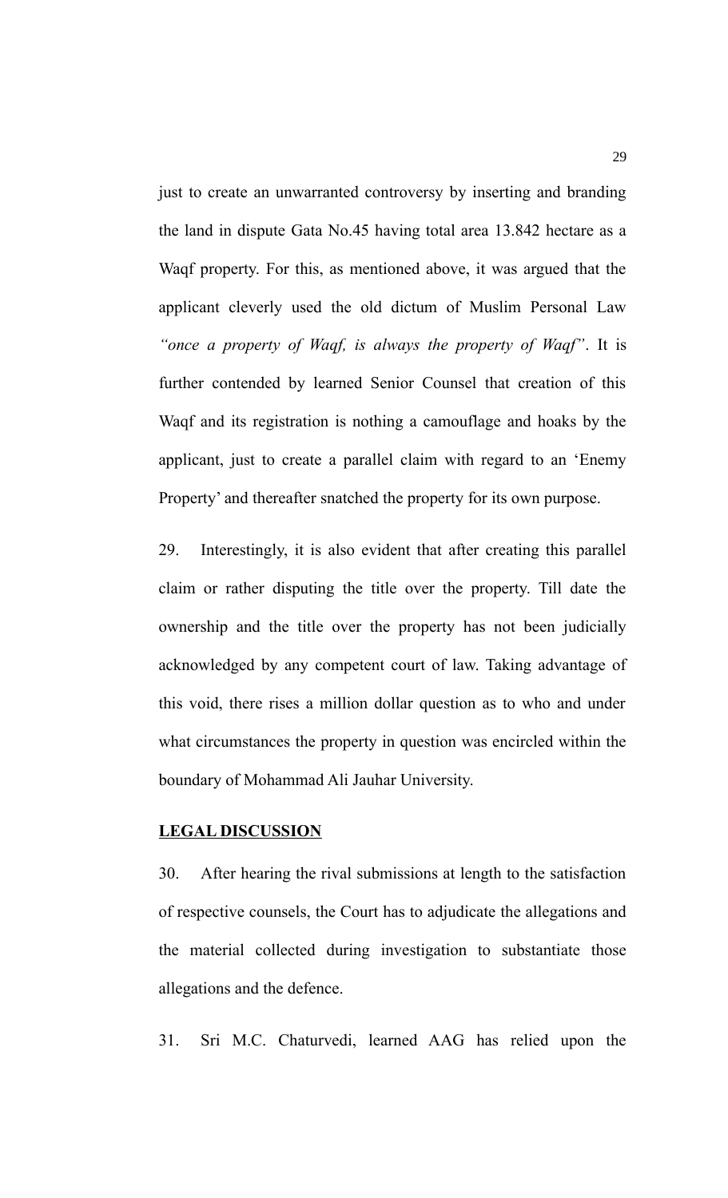just to create an unwarranted controversy by inserting and branding the land in dispute Gata No.45 having total area 13.842 hectare as a Waqf property. For this, as mentioned above, it was argued that the applicant cleverly used the old dictum of Muslim Personal Law *"once a property of Waqf, is always the property of Waqf"*. It is further contended by learned Senior Counsel that creation of this Waqf and its registration is nothing a camouflage and hoaks by the applicant, just to create a parallel claim with regard to an 'Enemy Property' and thereafter snatched the property for its own purpose.

29. Interestingly, it is also evident that after creating this parallel claim or rather disputing the title over the property. Till date the ownership and the title over the property has not been judicially acknowledged by any competent court of law. Taking advantage of this void, there rises a million dollar question as to who and under what circumstances the property in question was encircled within the boundary of Mohammad Ali Jauhar University.

**LEGAL DISCUSSION**

30. After hearing the rival submissions at length to the satisfaction of respective counsels, the Court has to adjudicate the allegations and the material collected during investigation to substantiate those allegations and the defence.

31. Sri M.C. Chaturvedi, learned AAG has relied upon the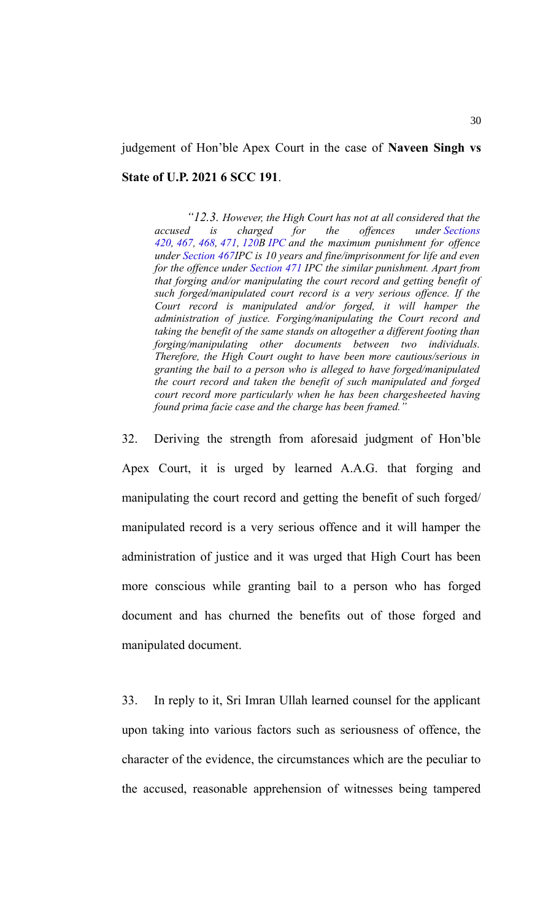judgement of Hon'ble Apex Court in the case of **Naveen Singh vs State of U.P. 2021 6 SCC 191**.

> *"12.3. However, the High Court has not at all considered that the accused is charged for the offences under Sections 420, 467, 468, 471, 120B IPC and the maximum punishment for offence under Section 467IPC is 10 years and fine/imprisonment for life and even for the offence under Section 471 IPC the similar punishment. Apart from that forging and/or manipulating the court record and getting benefit of such forged/manipulated court record is a very serious offence. If the Court record is manipulated and/or forged, it will hamper the administration of justice. Forging/manipulating the Court record and taking the benefit of the same stands on altogether a different footing than forging/manipulating other documents between two individuals. Therefore, the High Court ought to have been more cautious/serious in granting the bail to a person who is alleged to have forged/manipulated the court record and taken the benefit of such manipulated and forged court record more particularly when he has been chargesheeted having found prima facie case and the charge has been framed."*

32. Deriving the strength from aforesaid judgment of Hon'ble Apex Court, it is urged by learned A.A.G. that forging and manipulating the court record and getting the benefit of such forged/ manipulated record is a very serious offence and it will hamper the administration of justice and it was urged that High Court has been more conscious while granting bail to a person who has forged document and has churned the benefits out of those forged and manipulated document.

33. In reply to it, Sri Imran Ullah learned counsel for the applicant upon taking into various factors such as seriousness of offence, the character of the evidence, the circumstances which are the peculiar to the accused, reasonable apprehension of witnesses being tampered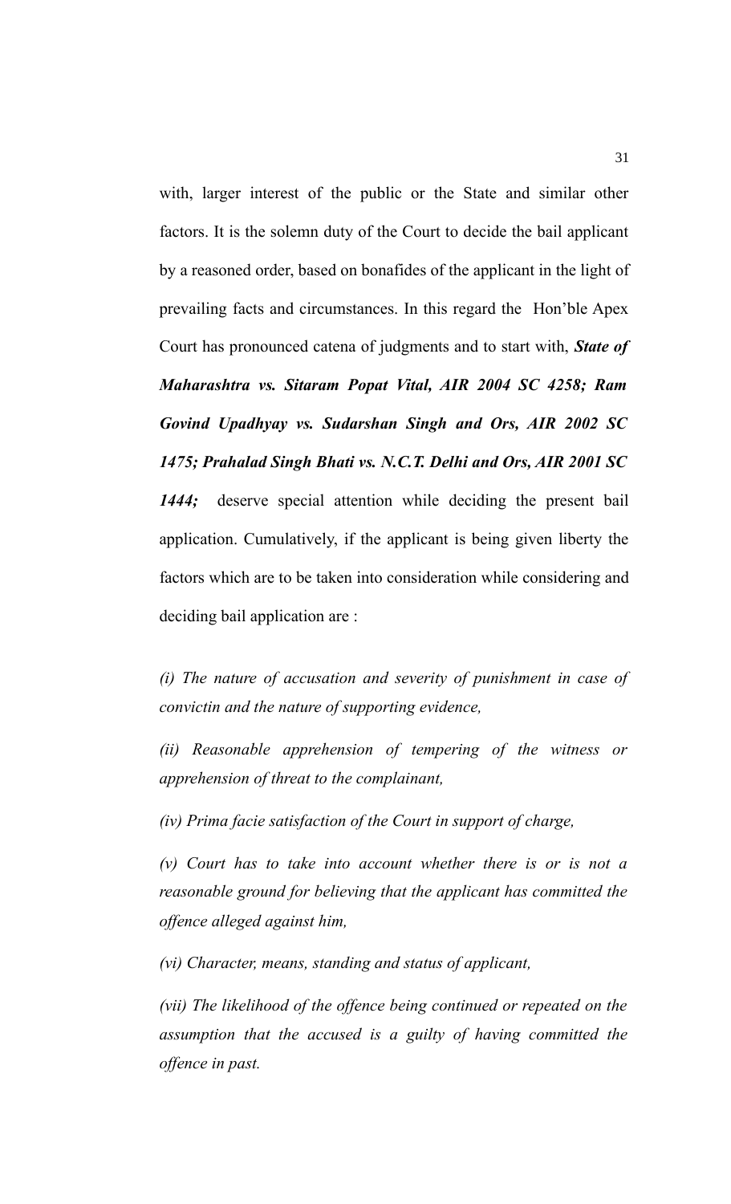with, larger interest of the public or the State and similar other factors. It is the solemn duty of the Court to decide the bail applicant by a reasoned order, based on bonafides of the applicant in the light of prevailing facts and circumstances. In this regard the Hon'ble Apex Court has pronounced catena of judgments and to start with, ***State of Maharashtra vs. Sitaram Popat Vital, AIR 2004 SC 4258; Ram Govind Upadhyay vs. Sudarshan Singh and Ors, AIR 2002 SC 1475; Prahalad Singh Bhati vs. N.C.T. Delhi and Ors, AIR 2001 SC 1444;*** deserve special attention while deciding the present bail application. Cumulatively, if the applicant is being given liberty the factors which are to be taken into consideration while considering and deciding bail application are :

*(i) The nature of accusation and severity of punishment in case of convictin and the nature of supporting evidence,*

*(ii) Reasonable apprehension of tempering of the witness or apprehension of threat to the complainant,*

*(iv) Prima facie satisfaction of the Court in support of charge,*

*(v) Court has to take into account whether there is or is not a reasonable ground for believing that the applicant has committed the offence alleged against him,*

*(vi) Character, means, standing and status of applicant,*

*(vii) The likelihood of the offence being continued or repeated on the assumption that the accused is a guilty of having committed the offence in past.*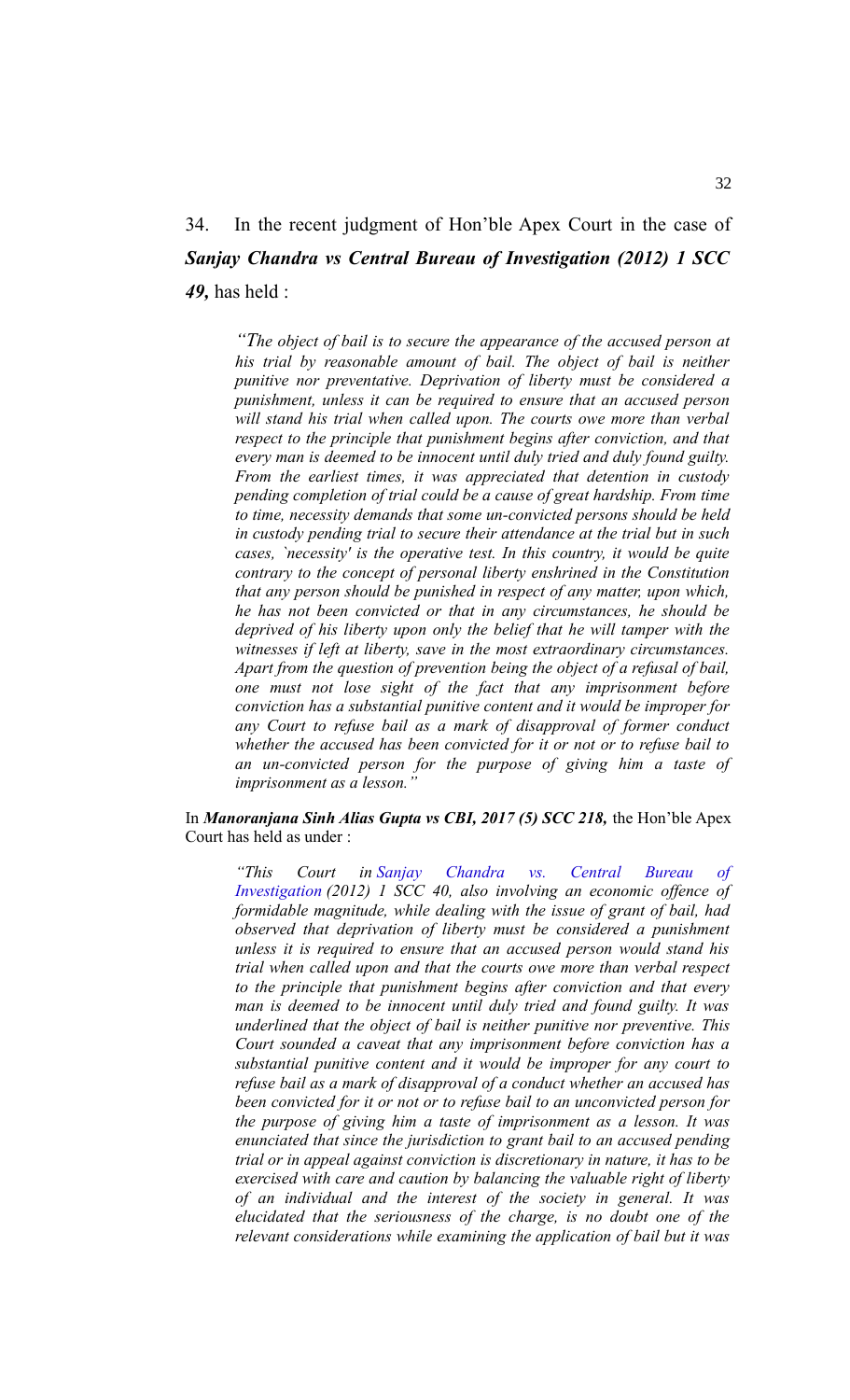34. In the recent judgment of Hon'ble Apex Court in the case of ***Sanjay Chandra vs Central Bureau of Investigation (2012) 1 SCC 49,*** has held :

> *"The object of bail is to secure the appearance of the accused person at his trial by reasonable amount of bail. The object of bail is neither punitive nor preventative. Deprivation of liberty must be considered a punishment, unless it can be required to ensure that an accused person will stand his trial when called upon. The courts owe more than verbal respect to the principle that punishment begins after conviction, and that every man is deemed to be innocent until duly tried and duly found guilty. From the earliest times, it was appreciated that detention in custody pending completion of trial could be a cause of great hardship. From time to time, necessity demands that some un-convicted persons should be held in custody pending trial to secure their attendance at the trial but in such cases, `necessity' is the operative test. In this country, it would be quite contrary to the concept of personal liberty enshrined in the Constitution that any person should be punished in respect of any matter, upon which, he has not been convicted or that in any circumstances, he should be deprived of his liberty upon only the belief that he will tamper with the witnesses if left at liberty, save in the most extraordinary circumstances. Apart from the question of prevention being the object of a refusal of bail, one must not lose sight of the fact that any imprisonment before conviction has a substantial punitive content and it would be improper for any Court to refuse bail as a mark of disapproval of former conduct whether the accused has been convicted for it or not or to refuse bail to an un-convicted person for the purpose of giving him a taste of imprisonment as a lesson."*

In ***Manoranjana Sinh Alias Gupta vs CBI, 2017 (5) SCC 218,*** the Hon'ble Apex Court has held as under :

> *"This Court in Sanjay Chandra vs. Central Bureau of Investigation (2012) 1 SCC 40, also involving an economic offence of formidable magnitude, while dealing with the issue of grant of bail, had observed that deprivation of liberty must be considered a punishment unless it is required to ensure that an accused person would stand his trial when called upon and that the courts owe more than verbal respect to the principle that punishment begins after conviction and that every man is deemed to be innocent until duly tried and found guilty. It was underlined that the object of bail is neither punitive nor preventive. This Court sounded a caveat that any imprisonment before conviction has a substantial punitive content and it would be improper for any court to refuse bail as a mark of disapproval of a conduct whether an accused has been convicted for it or not or to refuse bail to an unconvicted person for the purpose of giving him a taste of imprisonment as a lesson. It was enunciated that since the jurisdiction to grant bail to an accused pending trial or in appeal against conviction is discretionary in nature, it has to be exercised with care and caution by balancing the valuable right of liberty of an individual and the interest of the society in general. It was elucidated that the seriousness of the charge, is no doubt one of the relevant considerations while examining the application of bail but it was*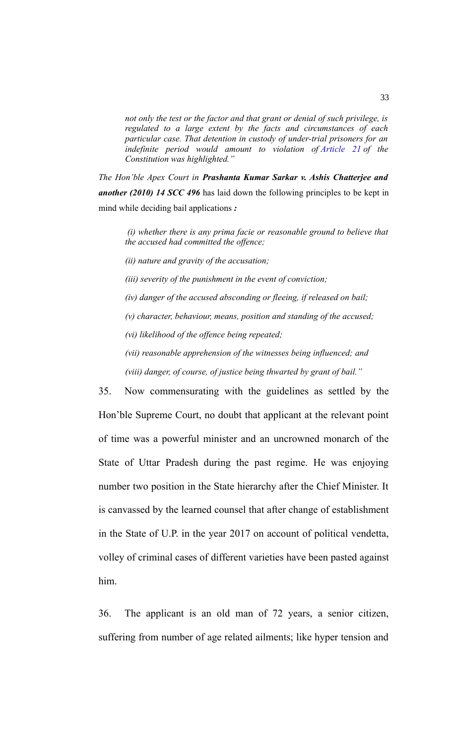*not only the test or the factor and that grant or denial of such privilege, is regulated to a large extent by the facts and circumstances of each particular case. That detention in custody of under-trial prisoners for an indefinite period would amount to violation of Article 21 of the Constitution was highlighted."*

The Hon'ble Apex Court in ***Prashanta Kumar Sarkar v. Ashis Chatterjee and another (2010) 14 SCC 496*** has laid down the following principles to be kept in mind while deciding bail applications ***:***

> *(i) whether there is any prima facie or reasonable ground to believe that the accused had committed the offence;*
>
> *(ii) nature and gravity of the accusation;*
>
> *(iii) severity of the punishment in the event of conviction;*
>
> *(iv) danger of the accused absconding or fleeing, if released on bail;*
>
> *(v) character, behaviour, means, position and standing of the accused;*
>
> *(vi) likelihood of the offence being repeated;*
>
> *(vii) reasonable apprehension of the witnesses being influenced; and*
>
> *(viii) danger, of course, of justice being thwarted by grant of bail."*

35. Now commensurating with the guidelines as settled by the Hon'ble Supreme Court, no doubt that applicant at the relevant point of time was a powerful minister and an uncrowned monarch of the State of Uttar Pradesh during the past regime. He was enjoying number two position in the State hierarchy after the Chief Minister. It is canvassed by the learned counsel that after change of establishment in the State of U.P. in the year 2017 on account of political vendetta, volley of criminal cases of different varieties have been pasted against him.

36. The applicant is an old man of 72 years, a senior citizen, suffering from number of age related ailments; like hyper tension and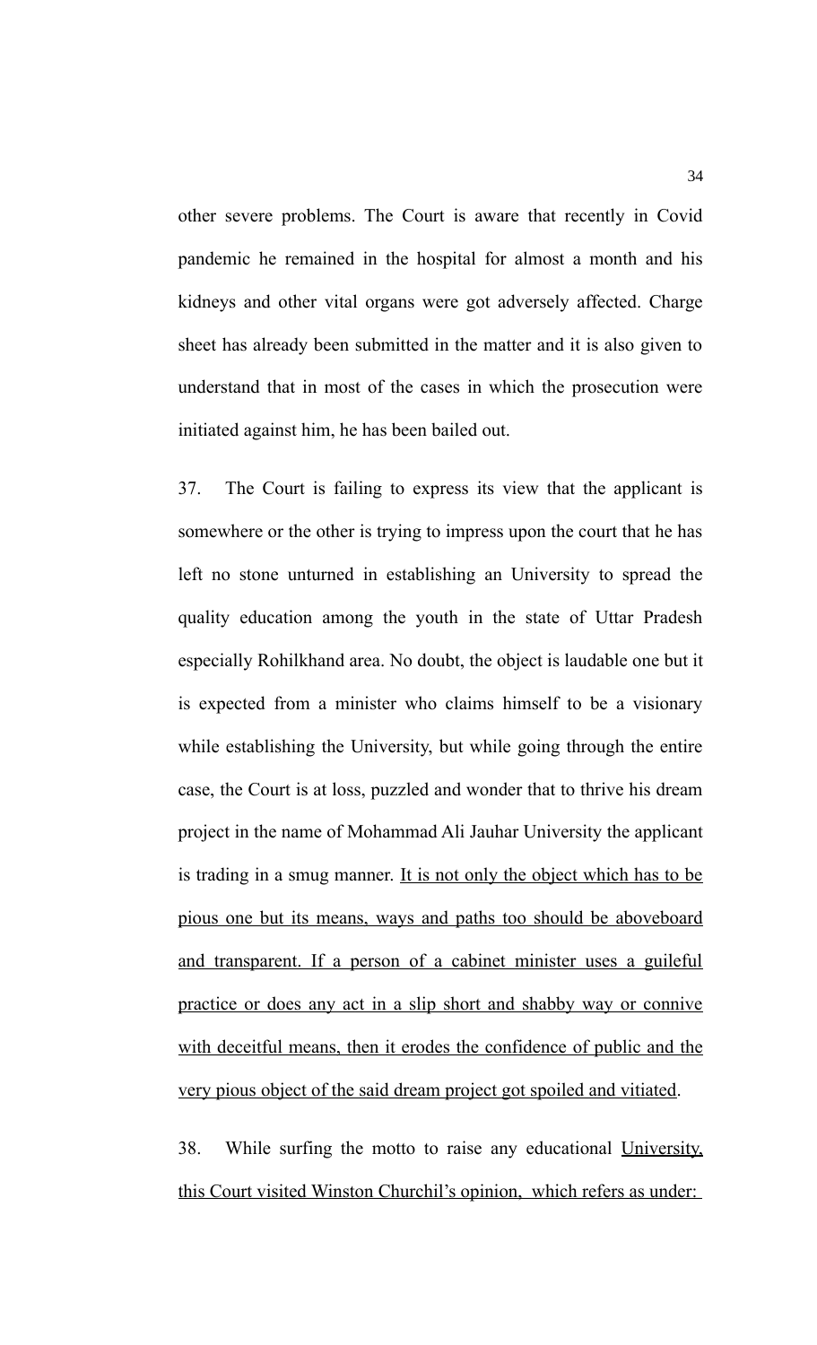other severe problems. The Court is aware that recently in Covid pandemic he remained in the hospital for almost a month and his kidneys and other vital organs were got adversely affected. Charge sheet has already been submitted in the matter and it is also given to understand that in most of the cases in which the prosecution were initiated against him, he has been bailed out.

37. The Court is failing to express its view that the applicant is somewhere or the other is trying to impress upon the court that he has left no stone unturned in establishing an University to spread the quality education among the youth in the state of Uttar Pradesh especially Rohilkhand area. No doubt, the object is laudable one but it is expected from a minister who claims himself to be a visionary while establishing the University, but while going through the entire case, the Court is at loss, puzzled and wonder that to thrive his dream project in the name of Mohammad Ali Jauhar University the applicant is trading in a smug manner. <u>It is not only the object which has to be pious one but its means, ways and paths too should be aboveboard and transparent. If a person of a cabinet minister uses a guileful practice or does any act in a slip short and shabby way or connive with deceitful means, then it erodes the confidence of public and the very pious object of the said dream project got spoiled and vitiated</u>.

38. While surfing the motto to raise any educational <u>University, this Court visited Winston Churchil's opinion, which refers as under:</u>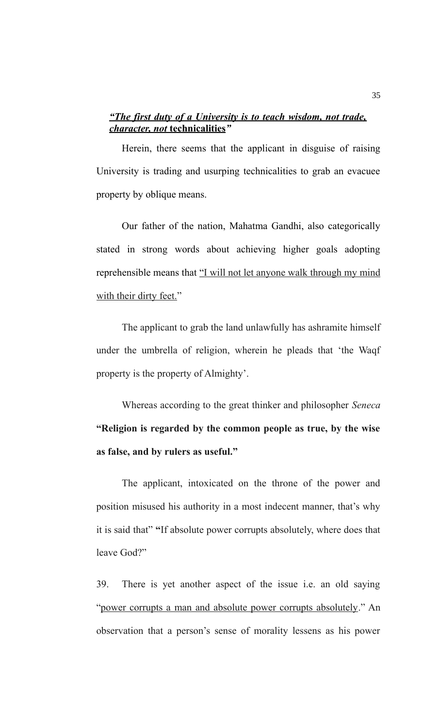***"The first duty of a University is to teach wisdom, not trade, character, not* technicalities*"***

Herein, there seems that the applicant in disguise of raising University is trading and usurping technicalities to grab an evacuee property by oblique means.

Our father of the nation, Mahatma Gandhi, also categorically stated in strong words about achieving higher goals adopting reprehensible means that "I will not let anyone walk through my mind with their dirty feet."

The applicant to grab the land unlawfully has ashramite himself under the umbrella of religion, wherein he pleads that 'the Waqf property is the property of Almighty'.

Whereas according to the great thinker and philosopher *Seneca* **"Religion is regarded by the common people as true, by the wise as false, and by rulers as useful."**

The applicant, intoxicated on the throne of the power and position misused his authority in a most indecent manner, that's why it is said that" **"**If absolute power corrupts absolutely, where does that leave God?"

39. There is yet another aspect of the issue i.e. an old saying "power corrupts a man and absolute power corrupts absolutely." An observation that a person's sense of morality lessens as his power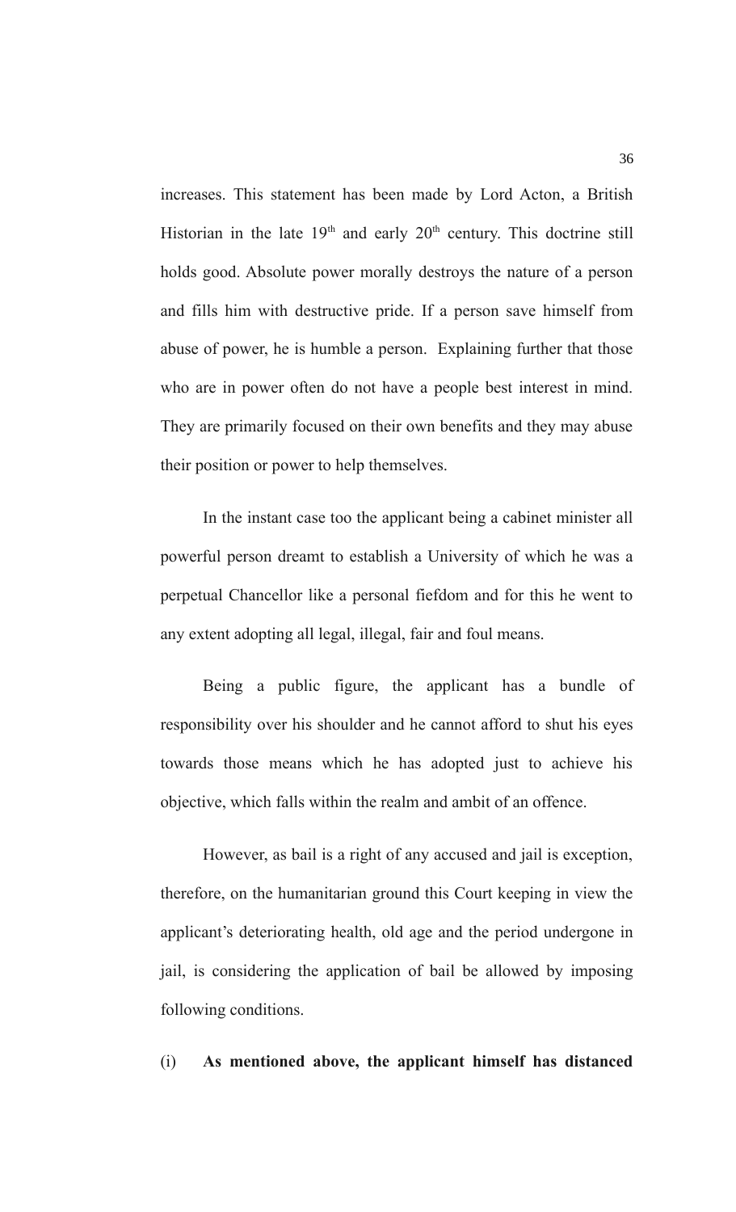increases. This statement has been made by Lord Acton, a British Historian in the late $19^{th}$ and early $20^{th}$ century. This doctrine still holds good. Absolute power morally destroys the nature of a person and fills him with destructive pride. If a person save himself from abuse of power, he is humble a person. Explaining further that those who are in power often do not have a people best interest in mind. They are primarily focused on their own benefits and they may abuse their position or power to help themselves.

In the instant case too the applicant being a cabinet minister all powerful person dreamt to establish a University of which he was a perpetual Chancellor like a personal fiefdom and for this he went to any extent adopting all legal, illegal, fair and foul means.

Being a public figure, the applicant has a bundle of responsibility over his shoulder and he cannot afford to shut his eyes towards those means which he has adopted just to achieve his objective, which falls within the realm and ambit of an offence.

However, as bail is a right of any accused and jail is exception, therefore, on the humanitarian ground this Court keeping in view the applicant's deteriorating health, old age and the period undergone in jail, is considering the application of bail be allowed by imposing following conditions.

(i) **As mentioned above, the applicant himself has distanced**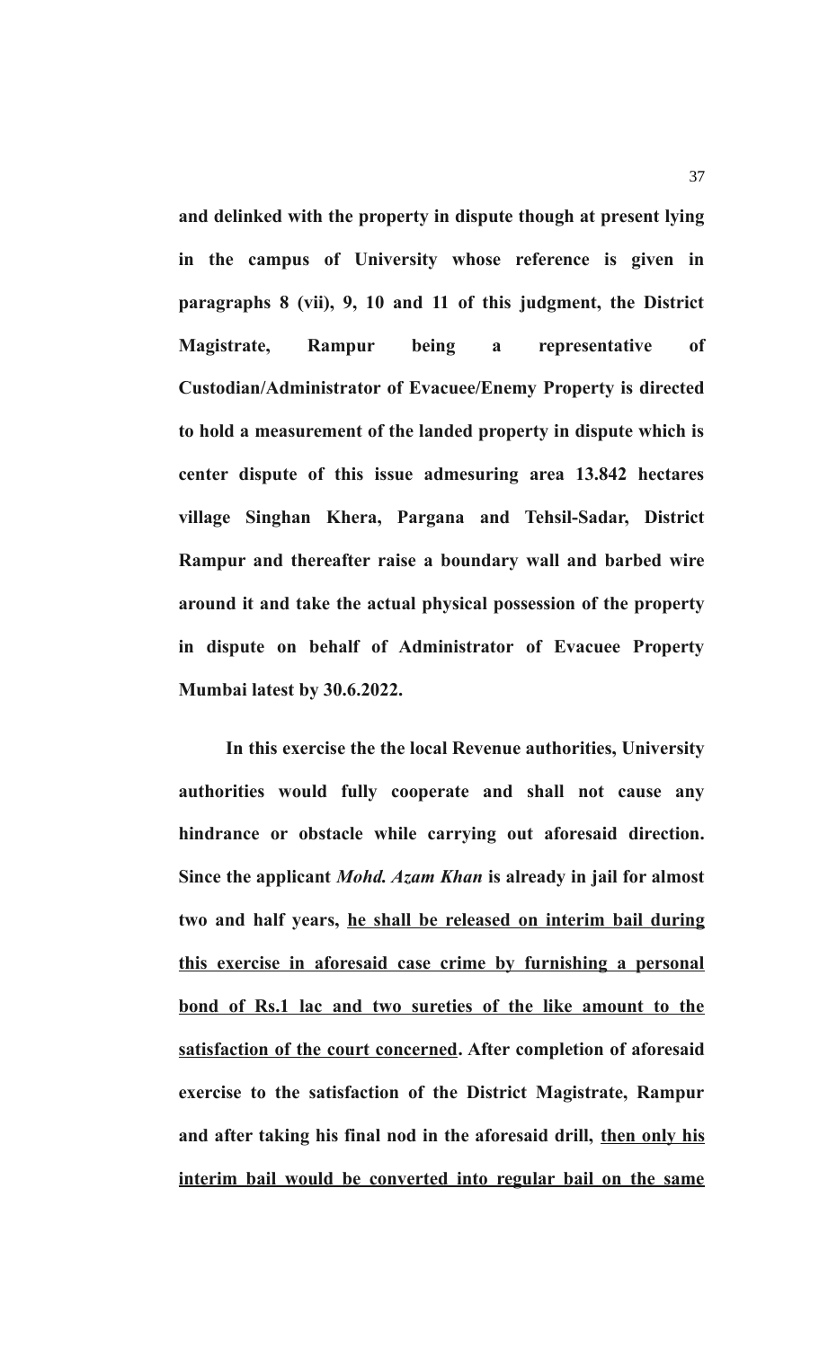**and delinked with the property in dispute though at present lying in the campus of University whose reference is given in paragraphs 8 (vii), 9, 10 and 11 of this judgment, the District Magistrate, Rampur being a representative of Custodian/Administrator of Evacuee/Enemy Property is directed to hold a measurement of the landed property in dispute which is center dispute of this issue admesuring area 13.842 hectares village Singhan Khera, Pargana and Tehsil-Sadar, District Rampur and thereafter raise a boundary wall and barbed wire around it and take the actual physical possession of the property in dispute on behalf of Administrator of Evacuee Property Mumbai latest by 30.6.2022.**

**In this exercise the the local Revenue authorities, University authorities would fully cooperate and shall not cause any hindrance or obstacle while carrying out aforesaid direction. Since the applicant *Mohd. Azam Khan* is already in jail for almost two and half years, <u>he shall be released on interim bail during this exercise in aforesaid case crime by furnishing a personal bond of Rs.1 lac and two sureties of the like amount to the satisfaction of the court concerned</u>. After completion of aforesaid exercise to the satisfaction of the District Magistrate, Rampur and after taking his final nod in the aforesaid drill, <u>then only his interim bail would be converted into regular bail on the same</u>**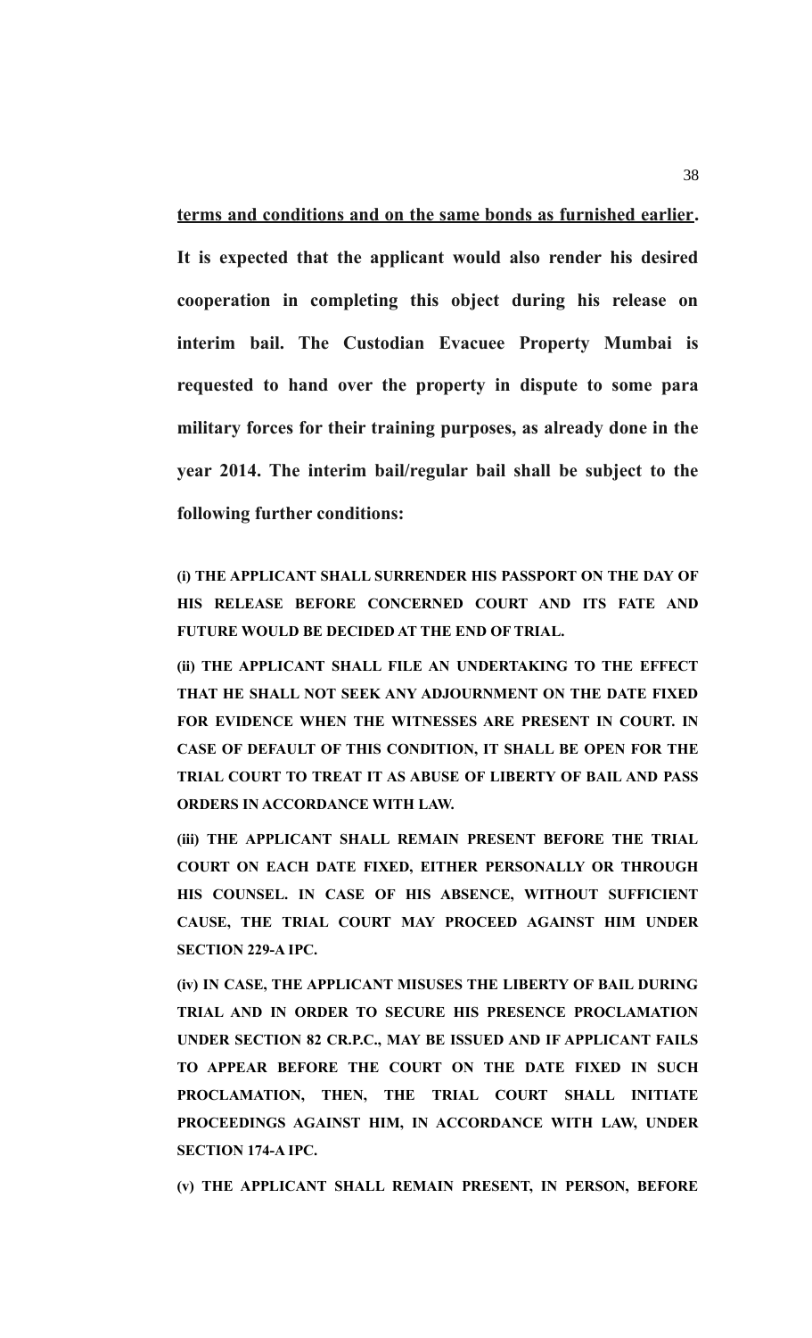**<u>terms and conditions and on the same bonds as furnished earlier</u>. It is expected that the applicant would also render his desired cooperation in completing this object during his release on interim bail. The Custodian Evacuee Property Mumbai is requested to hand over the property in dispute to some para military forces for their training purposes, as already done in the year 2014. The interim bail/regular bail shall be subject to the following further conditions:**

**(i) THE APPLICANT SHALL SURRENDER HIS PASSPORT ON THE DAY OF HIS RELEASE BEFORE CONCERNED COURT AND ITS FATE AND FUTURE WOULD BE DECIDED AT THE END OF TRIAL.**

**(ii) THE APPLICANT SHALL FILE AN UNDERTAKING TO THE EFFECT THAT HE SHALL NOT SEEK ANY ADJOURNMENT ON THE DATE FIXED FOR EVIDENCE WHEN THE WITNESSES ARE PRESENT IN COURT. IN CASE OF DEFAULT OF THIS CONDITION, IT SHALL BE OPEN FOR THE TRIAL COURT TO TREAT IT AS ABUSE OF LIBERTY OF BAIL AND PASS ORDERS IN ACCORDANCE WITH LAW.**

**(iii) THE APPLICANT SHALL REMAIN PRESENT BEFORE THE TRIAL COURT ON EACH DATE FIXED, EITHER PERSONALLY OR THROUGH HIS COUNSEL. IN CASE OF HIS ABSENCE, WITHOUT SUFFICIENT CAUSE, THE TRIAL COURT MAY PROCEED AGAINST HIM UNDER SECTION 229-A IPC.**

**(iv) IN CASE, THE APPLICANT MISUSES THE LIBERTY OF BAIL DURING TRIAL AND IN ORDER TO SECURE HIS PRESENCE PROCLAMATION UNDER SECTION 82 CR.P.C., MAY BE ISSUED AND IF APPLICANT FAILS TO APPEAR BEFORE THE COURT ON THE DATE FIXED IN SUCH PROCLAMATION, THEN, THE TRIAL COURT SHALL INITIATE PROCEEDINGS AGAINST HIM, IN ACCORDANCE WITH LAW, UNDER SECTION 174-A IPC.**

**(v) THE APPLICANT SHALL REMAIN PRESENT, IN PERSON, BEFORE**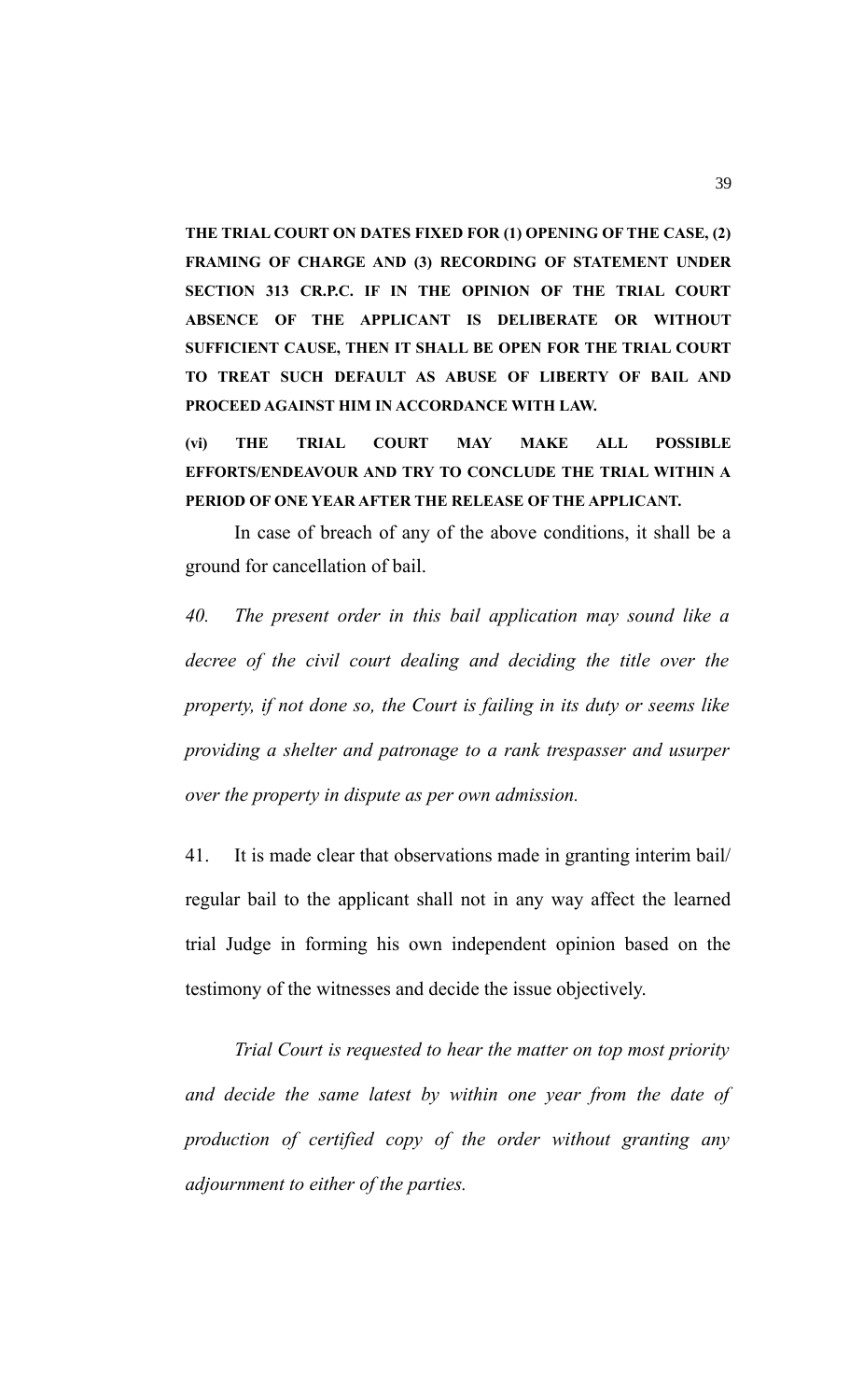**THE TRIAL COURT ON DATES FIXED FOR (1) OPENING OF THE CASE, (2) FRAMING OF CHARGE AND (3) RECORDING OF STATEMENT UNDER SECTION 313 CR.P.C. IF IN THE OPINION OF THE TRIAL COURT ABSENCE OF THE APPLICANT IS DELIBERATE OR WITHOUT SUFFICIENT CAUSE, THEN IT SHALL BE OPEN FOR THE TRIAL COURT TO TREAT SUCH DEFAULT AS ABUSE OF LIBERTY OF BAIL AND PROCEED AGAINST HIM IN ACCORDANCE WITH LAW.**

**(vi) THE TRIAL COURT MAY MAKE ALL POSSIBLE EFFORTS/ENDEAVOUR AND TRY TO CONCLUDE THE TRIAL WITHIN A PERIOD OF ONE YEAR AFTER THE RELEASE OF THE APPLICANT.**

In case of breach of any of the above conditions, it shall be a ground for cancellation of bail.

*40. The present order in this bail application may sound like a decree of the civil court dealing and deciding the title over the property, if not done so, the Court is failing in its duty or seems like providing a shelter and patronage to a rank trespasser and usurper over the property in dispute as per own admission.*

41. It is made clear that observations made in granting interim bail/ regular bail to the applicant shall not in any way affect the learned trial Judge in forming his own independent opinion based on the testimony of the witnesses and decide the issue objectively.

*Trial Court is requested to hear the matter on top most priority and decide the same latest by within one year from the date of production of certified copy of the order without granting any adjournment to either of the parties.*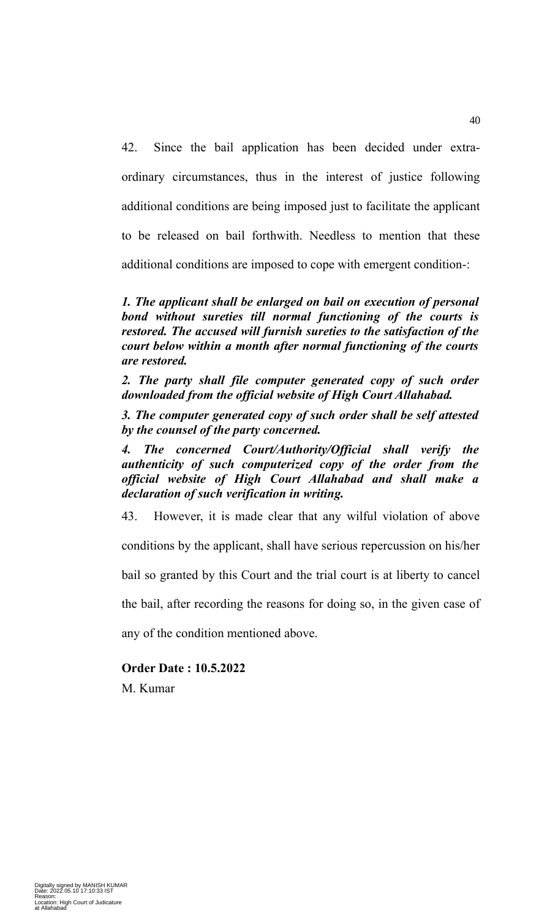42. Since the bail application has been decided under extra-ordinary circumstances, thus in the interest of justice following additional conditions are being imposed just to facilitate the applicant to be released on bail forthwith. Needless to mention that these additional conditions are imposed to cope with emergent condition-:

***1. The applicant shall be enlarged on bail on execution of personal bond without sureties till normal functioning of the courts is restored. The accused will furnish sureties to the satisfaction of the court below within a month after normal functioning of the courts are restored.***

***2. The party shall file computer generated copy of such order downloaded from the official website of High Court Allahabad.***

***3. The computer generated copy of such order shall be self attested by the counsel of the party concerned.***

***4. The concerned Court/Authority/Official shall verify the authenticity of such computerized copy of the order from the official website of High Court Allahabad and shall make a declaration of such verification in writing.***

43. However, it is made clear that any wilful violation of above conditions by the applicant, shall have serious repercussion on his/her bail so granted by this Court and the trial court is at liberty to cancel the bail, after recording the reasons for doing so, in the given case of any of the condition mentioned above.

**Order Date : 10.5.2022**

M. Kumar

Digitally signed by MANISH KUMAR
Date: 2022.05.10 17:10:33 IST
Reason:
Location: High Court of Judicature at Allahabad